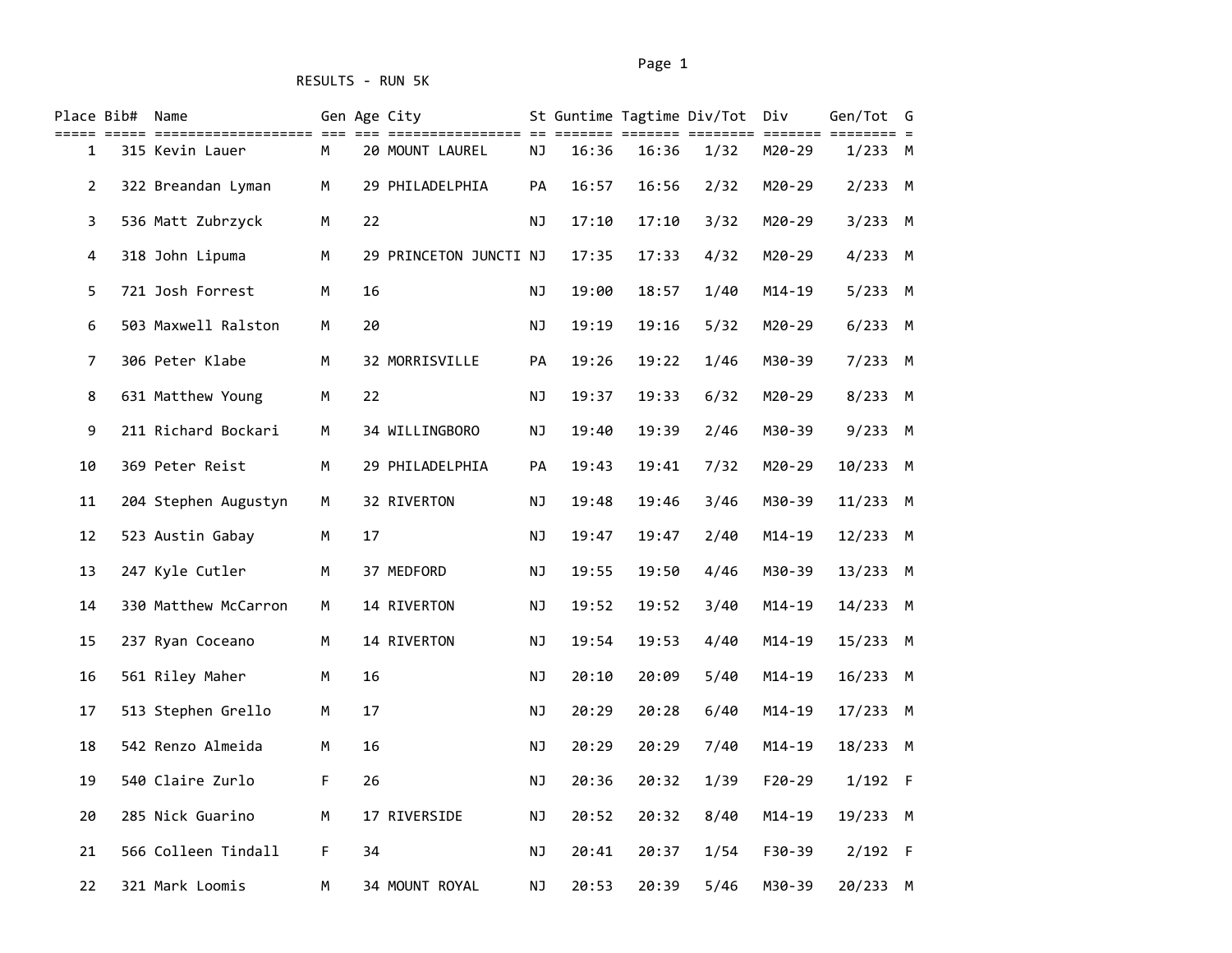# RESULTS - RUN 5K

| Place | Bib# | Name | Gen | Age | City | St | Guntime | Tagtime | Div/Tot | Div | Gen/Tot | G |
|---|---|---|---|---|---|---|---|---|---|---|---|---|
| 1 | 315 | Kevin Lauer | M | 20 | MOUNT LAUREL | NJ | 16:36 | 16:36 | 1/32 | M20-29 | 1/233 | M |
| 2 | 322 | Breandan Lyman | M | 29 | PHILADELPHIA | PA | 16:57 | 16:56 | 2/32 | M20-29 | 2/233 | M |
| 3 | 536 | Matt Zubrzyck | M | 22 | | NJ | 17:10 | 17:10 | 3/32 | M20-29 | 3/233 | M |
| 4 | 318 | John Lipuma | M | 29 | PRINCETON JUNCTI | NJ | 17:35 | 17:33 | 4/32 | M20-29 | 4/233 | M |
| 5 | 721 | Josh Forrest | M | 16 | | NJ | 19:00 | 18:57 | 1/40 | M14-19 | 5/233 | M |
| 6 | 503 | Maxwell Ralston | M | 20 | | NJ | 19:19 | 19:16 | 5/32 | M20-29 | 6/233 | M |
| 7 | 306 | Peter Klabe | M | 32 | MORRISVILLE | PA | 19:26 | 19:22 | 1/46 | M30-39 | 7/233 | M |
| 8 | 631 | Matthew Young | M | 22 | | NJ | 19:37 | 19:33 | 6/32 | M20-29 | 8/233 | M |
| 9 | 211 | Richard Bockari | M | 34 | WILLINGBORO | NJ | 19:40 | 19:39 | 2/46 | M30-39 | 9/233 | M |
| 10 | 369 | Peter Reist | M | 29 | PHILADELPHIA | PA | 19:43 | 19:41 | 7/32 | M20-29 | 10/233 | M |
| 11 | 204 | Stephen Augustyn | M | 32 | RIVERTON | NJ | 19:48 | 19:46 | 3/46 | M30-39 | 11/233 | M |
| 12 | 523 | Austin Gabay | M | 17 | | NJ | 19:47 | 19:47 | 2/40 | M14-19 | 12/233 | M |
| 13 | 247 | Kyle Cutler | M | 37 | MEDFORD | NJ | 19:55 | 19:50 | 4/46 | M30-39 | 13/233 | M |
| 14 | 330 | Matthew McCarron | M | 14 | RIVERTON | NJ | 19:52 | 19:52 | 3/40 | M14-19 | 14/233 | M |
| 15 | 237 | Ryan Coceano | M | 14 | RIVERTON | NJ | 19:54 | 19:53 | 4/40 | M14-19 | 15/233 | M |
| 16 | 561 | Riley Maher | M | 16 | | NJ | 20:10 | 20:09 | 5/40 | M14-19 | 16/233 | M |
| 17 | 513 | Stephen Grello | M | 17 | | NJ | 20:29 | 20:28 | 6/40 | M14-19 | 17/233 | M |
| 18 | 542 | Renzo Almeida | M | 16 | | NJ | 20:29 | 20:29 | 7/40 | M14-19 | 18/233 | M |
| 19 | 540 | Claire Zurlo | F | 26 | | NJ | 20:36 | 20:32 | 1/39 | F20-29 | 1/192 | F |
| 20 | 285 | Nick Guarino | M | 17 | RIVERSIDE | NJ | 20:52 | 20:32 | 8/40 | M14-19 | 19/233 | M |
| 21 | 566 | Colleen Tindall | F | 34 | | NJ | 20:41 | 20:37 | 1/54 | F30-39 | 2/192 | F |
| 22 | 321 | Mark Loomis | M | 34 | MOUNT ROYAL | NJ | 20:53 | 20:39 | 5/46 | M30-39 | 20/233 | M |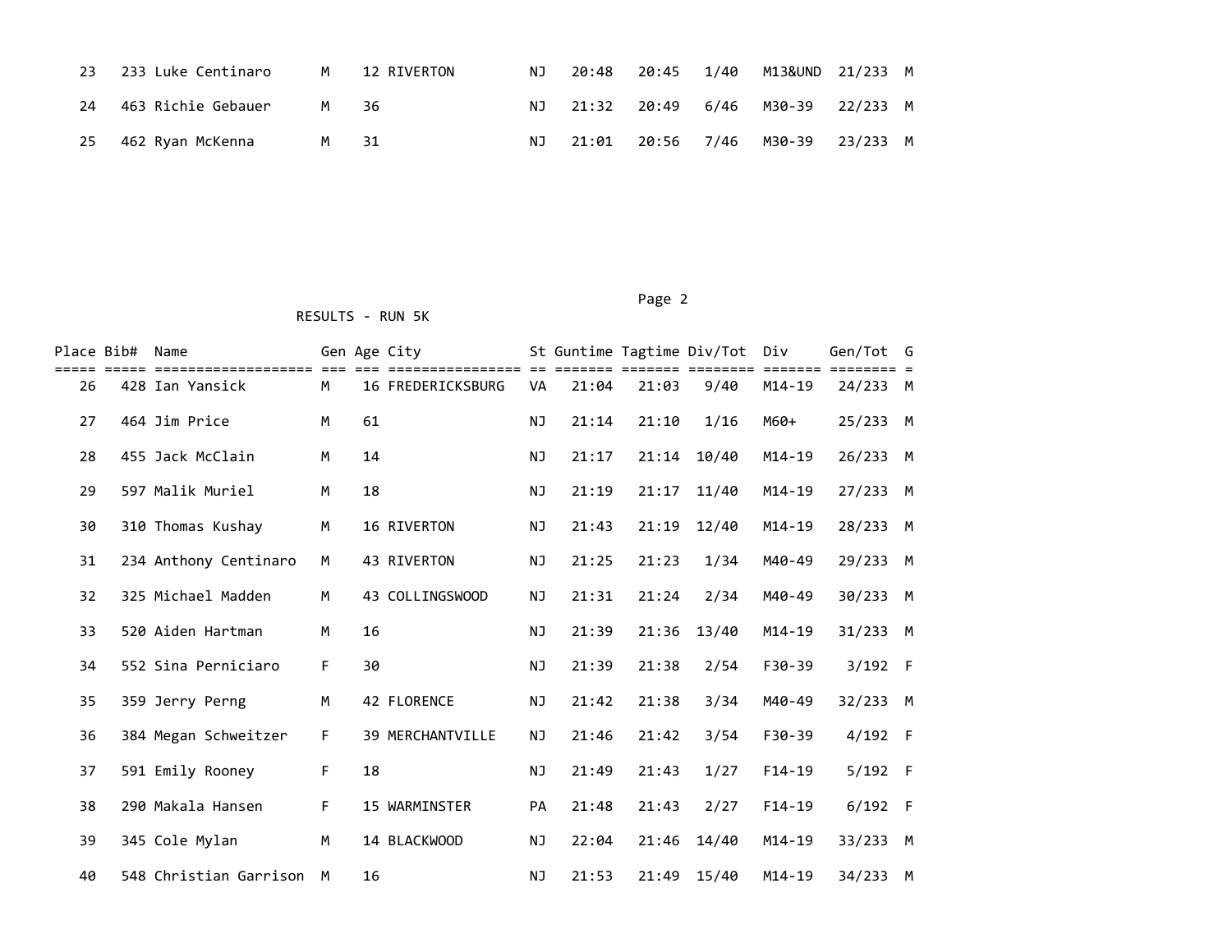| Place | Bib# | Name | Gen | Age | City | St | Guntime | Tagtime | Div/Tot | Div | Gen/Tot | G |
|---|---|---|---|---|---|---|---|---|---|---|---|---|
| 23 | 233 | Luke Centinaro | M | 12 | RIVERTON | NJ | 20:48 | 20:45 | 1/40 | M13&UND | 21/233 | M |
| 24 | 463 | Richie Gebauer | M | 36 | | NJ | 21:32 | 20:49 | 6/46 | M30-39 | 22/233 | M |
| 25 | 462 | Ryan McKenna | M | 31 | | NJ | 21:01 | 20:56 | 7/46 | M30-39 | 23/233 | M |

RESULTS - RUN 5K

| Place | Bib# | Name | Gen | Age | City | St | Guntime | Tagtime | Div/Tot | Div | Gen/Tot | G |
|---|---|---|---|---|---|---|---|---|---|---|---|---|
| 26 | 428 | Ian Yansick | M | 16 | FREDERICKSBURG | VA | 21:04 | 21:03 | 9/40 | M14-19 | 24/233 | M |
| 27 | 464 | Jim Price | M | 61 | | NJ | 21:14 | 21:10 | 1/16 | M60+ | 25/233 | M |
| 28 | 455 | Jack McClain | M | 14 | | NJ | 21:17 | 21:14 | 10/40 | M14-19 | 26/233 | M |
| 29 | 597 | Malik Muriel | M | 18 | | NJ | 21:19 | 21:17 | 11/40 | M14-19 | 27/233 | M |
| 30 | 310 | Thomas Kushay | M | 16 | RIVERTON | NJ | 21:43 | 21:19 | 12/40 | M14-19 | 28/233 | M |
| 31 | 234 | Anthony Centinaro | M | 43 | RIVERTON | NJ | 21:25 | 21:23 | 1/34 | M40-49 | 29/233 | M |
| 32 | 325 | Michael Madden | M | 43 | COLLINGSWOOD | NJ | 21:31 | 21:24 | 2/34 | M40-49 | 30/233 | M |
| 33 | 520 | Aiden Hartman | M | 16 | | NJ | 21:39 | 21:36 | 13/40 | M14-19 | 31/233 | M |
| 34 | 552 | Sina Perniciaro | F | 30 | | NJ | 21:39 | 21:38 | 2/54 | F30-39 | 3/192 | F |
| 35 | 359 | Jerry Perng | M | 42 | FLORENCE | NJ | 21:42 | 21:38 | 3/34 | M40-49 | 32/233 | M |
| 36 | 384 | Megan Schweitzer | F | 39 | MERCHANTVILLE | NJ | 21:46 | 21:42 | 3/54 | F30-39 | 4/192 | F |
| 37 | 591 | Emily Rooney | F | 18 | | NJ | 21:49 | 21:43 | 1/27 | F14-19 | 5/192 | F |
| 38 | 290 | Makala Hansen | F | 15 | WARMINSTER | PA | 21:48 | 21:43 | 2/27 | F14-19 | 6/192 | F |
| 39 | 345 | Cole Mylan | M | 14 | BLACKWOOD | NJ | 22:04 | 21:46 | 14/40 | M14-19 | 33/233 | M |
| 40 | 548 | Christian Garrison | M | 16 | | NJ | 21:53 | 21:49 | 15/40 | M14-19 | 34/233 | M |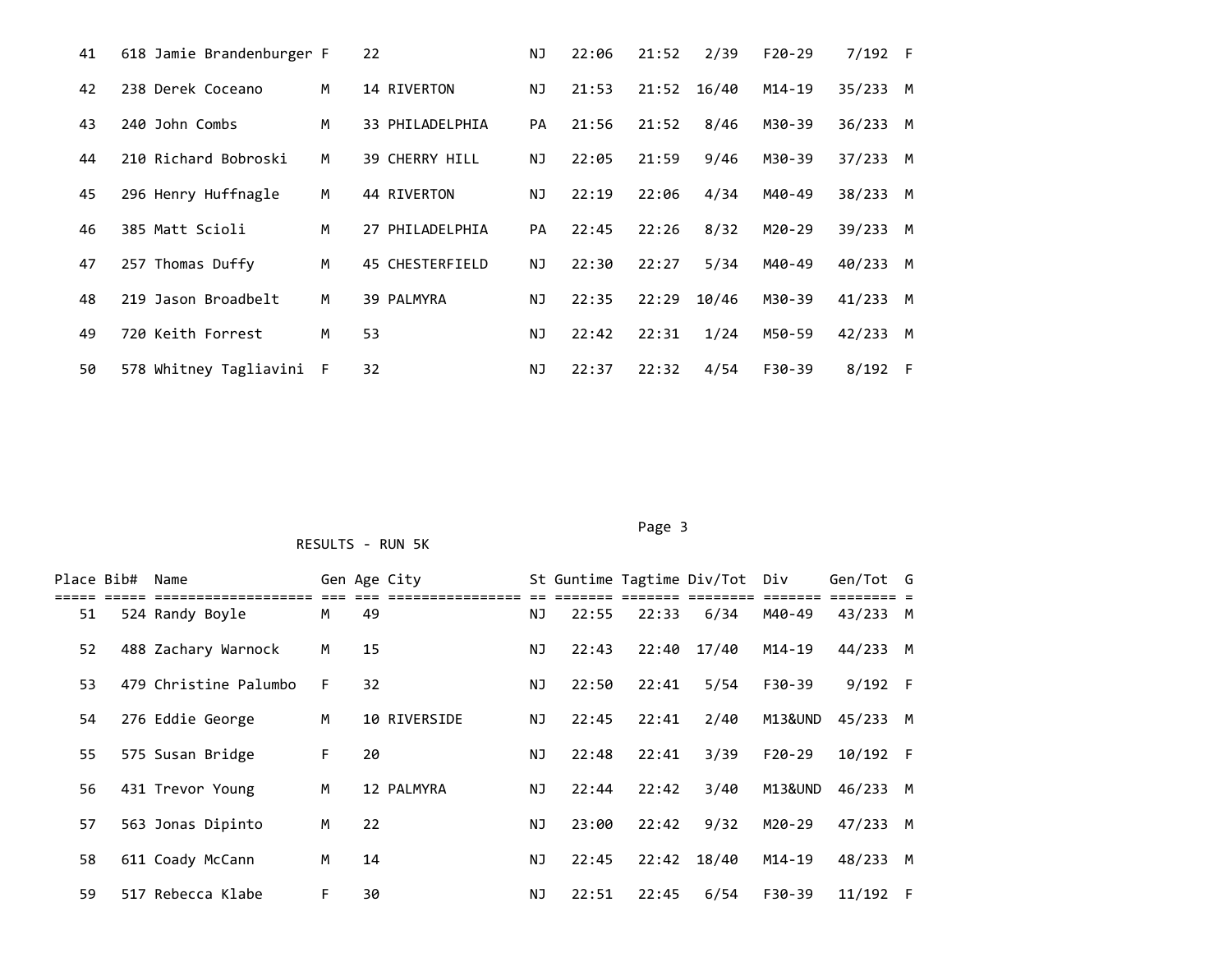| Place | Bib# | Name | Gen | Age | City | St | Guntime | Tagtime | Div/Tot | Div | Gen/Tot | G |
|---|---|---|---|---|---|---|---|---|---|---|---|---|
| 41 | 618 | Jamie Brandenburger | F | 22 | | NJ | 22:06 | 21:52 | 2/39 | F20-29 | 7/192 | F |
| 42 | 238 | Derek Coceano | M | 14 | RIVERTON | NJ | 21:53 | 21:52 | 16/40 | M14-19 | 35/233 | M |
| 43 | 240 | John Combs | M | 33 | PHILADELPHIA | PA | 21:56 | 21:52 | 8/46 | M30-39 | 36/233 | M |
| 44 | 210 | Richard Bobroski | M | 39 | CHERRY HILL | NJ | 22:05 | 21:59 | 9/46 | M30-39 | 37/233 | M |
| 45 | 296 | Henry Huffnagle | M | 44 | RIVERTON | NJ | 22:19 | 22:06 | 4/34 | M40-49 | 38/233 | M |
| 46 | 385 | Matt Scioli | M | 27 | PHILADELPHIA | PA | 22:45 | 22:26 | 8/32 | M20-29 | 39/233 | M |
| 47 | 257 | Thomas Duffy | M | 45 | CHESTERFIELD | NJ | 22:30 | 22:27 | 5/34 | M40-49 | 40/233 | M |
| 48 | 219 | Jason Broadbelt | M | 39 | PALMYRA | NJ | 22:35 | 22:29 | 10/46 | M30-39 | 41/233 | M |
| 49 | 720 | Keith Forrest | M | 53 | | NJ | 22:42 | 22:31 | 1/24 | M50-59 | 42/233 | M |
| 50 | 578 | Whitney Tagliavini | F | 32 | | NJ | 22:37 | 22:32 | 4/54 | F30-39 | 8/192 | F |

RESULTS - RUN 5K

| Place | Bib# | Name | Gen | Age | City | St | Guntime | Tagtime | Div/Tot | Div | Gen/Tot | G |
|---|---|---|---|---|---|---|---|---|---|---|---|---|
| 51 | 524 | Randy Boyle | M | 49 | | NJ | 22:55 | 22:33 | 6/34 | M40-49 | 43/233 | M |
| 52 | 488 | Zachary Warnock | M | 15 | | NJ | 22:43 | 22:40 | 17/40 | M14-19 | 44/233 | M |
| 53 | 479 | Christine Palumbo | F | 32 | | NJ | 22:50 | 22:41 | 5/54 | F30-39 | 9/192 | F |
| 54 | 276 | Eddie George | M | 10 | RIVERSIDE | NJ | 22:45 | 22:41 | 2/40 | M13&UND | 45/233 | M |
| 55 | 575 | Susan Bridge | F | 20 | | NJ | 22:48 | 22:41 | 3/39 | F20-29 | 10/192 | F |
| 56 | 431 | Trevor Young | M | 12 | PALMYRA | NJ | 22:44 | 22:42 | 3/40 | M13&UND | 46/233 | M |
| 57 | 563 | Jonas Dipinto | M | 22 | | NJ | 23:00 | 22:42 | 9/32 | M20-29 | 47/233 | M |
| 58 | 611 | Coady McCann | M | 14 | | NJ | 22:45 | 22:42 | 18/40 | M14-19 | 48/233 | M |
| 59 | 517 | Rebecca Klabe | F | 30 | | NJ | 22:51 | 22:45 | 6/54 | F30-39 | 11/192 | F |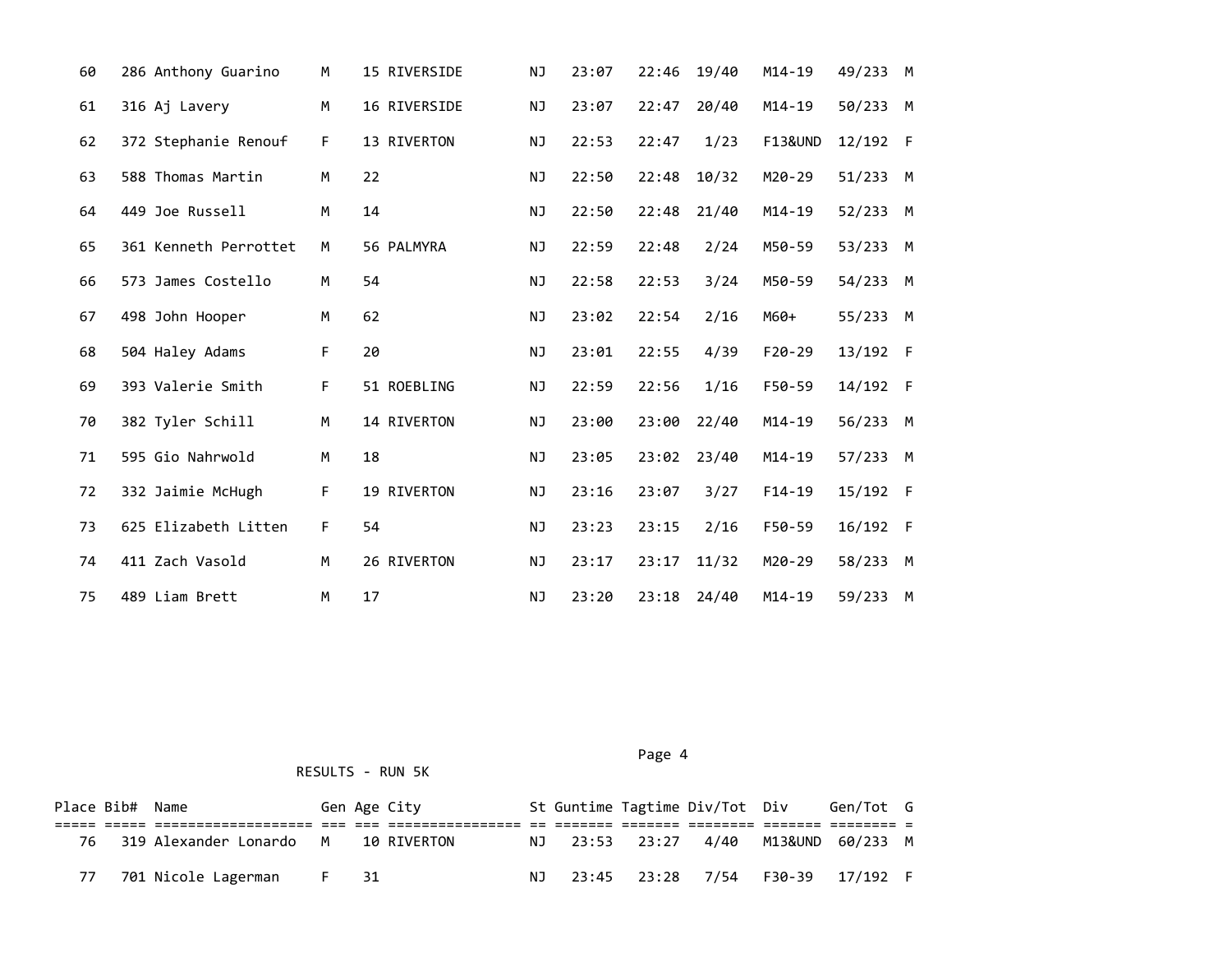| Place | Bib# | Name | Gen | Age | City | St | Guntime | Tagtime | Div/Tot | Div | Gen/Tot | G |
|---|---|---|---|---|---|---|---|---|---|---|---|---|
| 60 | 286 | Anthony Guarino | M | 15 | RIVERSIDE | NJ | 23:07 | 22:46 | 19/40 | M14-19 | 49/233 | M |
| 61 | 316 | Aj Lavery | M | 16 | RIVERSIDE | NJ | 23:07 | 22:47 | 20/40 | M14-19 | 50/233 | M |
| 62 | 372 | Stephanie Renouf | F | 13 | RIVERTON | NJ | 22:53 | 22:47 | 1/23 | F13&UND | 12/192 | F |
| 63 | 588 | Thomas Martin | M | 22 | | NJ | 22:50 | 22:48 | 10/32 | M20-29 | 51/233 | M |
| 64 | 449 | Joe Russell | M | 14 | | NJ | 22:50 | 22:48 | 21/40 | M14-19 | 52/233 | M |
| 65 | 361 | Kenneth Perrottet | M | 56 | PALMYRA | NJ | 22:59 | 22:48 | 2/24 | M50-59 | 53/233 | M |
| 66 | 573 | James Costello | M | 54 | | NJ | 22:58 | 22:53 | 3/24 | M50-59 | 54/233 | M |
| 67 | 498 | John Hooper | M | 62 | | NJ | 23:02 | 22:54 | 2/16 | M60+ | 55/233 | M |
| 68 | 504 | Haley Adams | F | 20 | | NJ | 23:01 | 22:55 | 4/39 | F20-29 | 13/192 | F |
| 69 | 393 | Valerie Smith | F | 51 | ROEBLING | NJ | 22:59 | 22:56 | 1/16 | F50-59 | 14/192 | F |
| 70 | 382 | Tyler Schill | M | 14 | RIVERTON | NJ | 23:00 | 23:00 | 22/40 | M14-19 | 56/233 | M |
| 71 | 595 | Gio Nahrwold | M | 18 | | NJ | 23:05 | 23:02 | 23/40 | M14-19 | 57/233 | M |
| 72 | 332 | Jaimie McHugh | F | 19 | RIVERTON | NJ | 23:16 | 23:07 | 3/27 | F14-19 | 15/192 | F |
| 73 | 625 | Elizabeth Litten | F | 54 | | NJ | 23:23 | 23:15 | 2/16 | F50-59 | 16/192 | F |
| 74 | 411 | Zach Vasold | M | 26 | RIVERTON | NJ | 23:17 | 23:17 | 11/32 | M20-29 | 58/233 | M |
| 75 | 489 | Liam Brett | M | 17 | | NJ | 23:20 | 23:18 | 24/40 | M14-19 | 59/233 | M |

RESULTS - RUN 5K

| Place | Bib# | Name | Gen | Age | City | St | Guntime | Tagtime | Div/Tot | Div | Gen/Tot | G |
|---|---|---|---|---|---|---|---|---|---|---|---|---|
| 76 | 319 | Alexander Lonardo | M | 10 | RIVERTON | NJ | 23:53 | 23:27 | 4/40 | M13&UND | 60/233 | M |
| 77 | 701 | Nicole Lagerman | F | 31 | | NJ | 23:45 | 23:28 | 7/54 | F30-39 | 17/192 | F |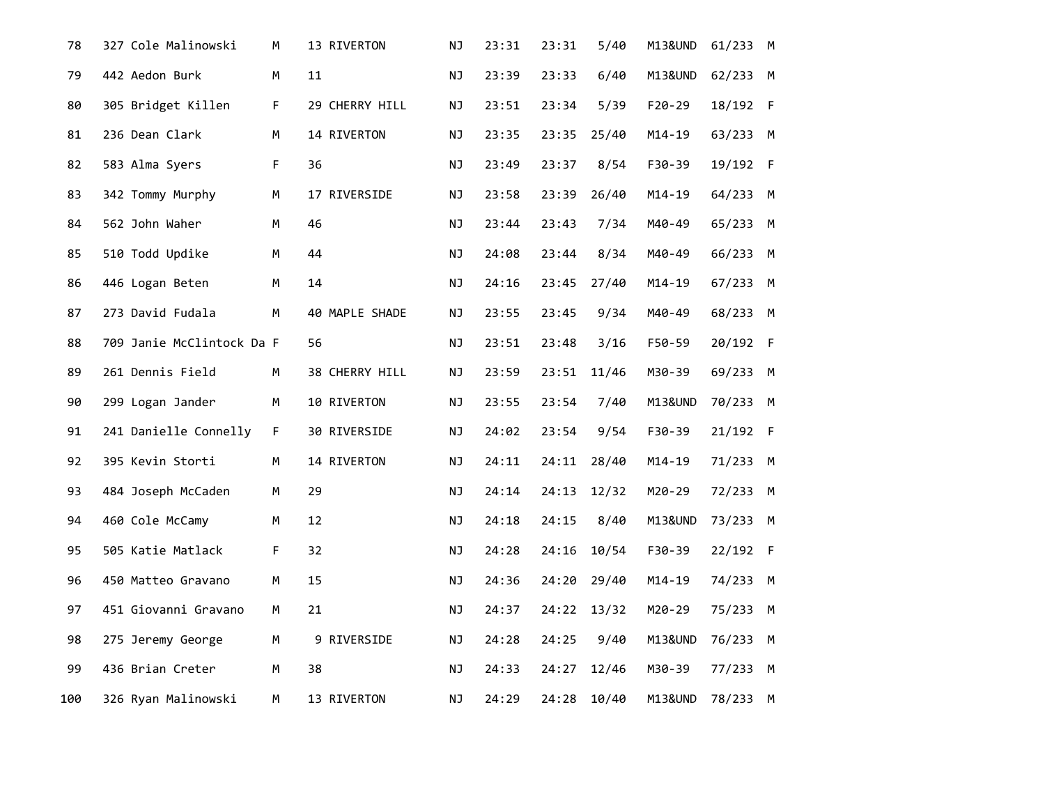| | | | | | | | | | | | | |
|---|---|---|---|---|---|---|---|---|---|---|---|---|
| 78 | 327 | Cole Malinowski | M | 13 | RIVERTON | NJ | 23:31 | 23:31 | 5/40 | M13&UND | 61/233 | M |
| 79 | 442 | Aedon Burk | M | 11 | | NJ | 23:39 | 23:33 | 6/40 | M13&UND | 62/233 | M |
| 80 | 305 | Bridget Killen | F | 29 | CHERRY HILL | NJ | 23:51 | 23:34 | 5/39 | F20-29 | 18/192 | F |
| 81 | 236 | Dean Clark | M | 14 | RIVERTON | NJ | 23:35 | 23:35 | 25/40 | M14-19 | 63/233 | M |
| 82 | 583 | Alma Syers | F | 36 | | NJ | 23:49 | 23:37 | 8/54 | F30-39 | 19/192 | F |
| 83 | 342 | Tommy Murphy | M | 17 | RIVERSIDE | NJ | 23:58 | 23:39 | 26/40 | M14-19 | 64/233 | M |
| 84 | 562 | John Waher | M | 46 | | NJ | 23:44 | 23:43 | 7/34 | M40-49 | 65/233 | M |
| 85 | 510 | Todd Updike | M | 44 | | NJ | 24:08 | 23:44 | 8/34 | M40-49 | 66/233 | M |
| 86 | 446 | Logan Beten | M | 14 | | NJ | 24:16 | 23:45 | 27/40 | M14-19 | 67/233 | M |
| 87 | 273 | David Fudala | M | 40 | MAPLE SHADE | NJ | 23:55 | 23:45 | 9/34 | M40-49 | 68/233 | M |
| 88 | 709 | Janie McClintock Da | F | 56 | | NJ | 23:51 | 23:48 | 3/16 | F50-59 | 20/192 | F |
| 89 | 261 | Dennis Field | M | 38 | CHERRY HILL | NJ | 23:59 | 23:51 | 11/46 | M30-39 | 69/233 | M |
| 90 | 299 | Logan Jander | M | 10 | RIVERTON | NJ | 23:55 | 23:54 | 7/40 | M13&UND | 70/233 | M |
| 91 | 241 | Danielle Connelly | F | 30 | RIVERSIDE | NJ | 24:02 | 23:54 | 9/54 | F30-39 | 21/192 | F |
| 92 | 395 | Kevin Storti | M | 14 | RIVERTON | NJ | 24:11 | 24:11 | 28/40 | M14-19 | 71/233 | M |
| 93 | 484 | Joseph McCaden | M | 29 | | NJ | 24:14 | 24:13 | 12/32 | M20-29 | 72/233 | M |
| 94 | 460 | Cole McCamy | M | 12 | | NJ | 24:18 | 24:15 | 8/40 | M13&UND | 73/233 | M |
| 95 | 505 | Katie Matlack | F | 32 | | NJ | 24:28 | 24:16 | 10/54 | F30-39 | 22/192 | F |
| 96 | 450 | Matteo Gravano | M | 15 | | NJ | 24:36 | 24:20 | 29/40 | M14-19 | 74/233 | M |
| 97 | 451 | Giovanni Gravano | M | 21 | | NJ | 24:37 | 24:22 | 13/32 | M20-29 | 75/233 | M |
| 98 | 275 | Jeremy George | M | 9 | RIVERSIDE | NJ | 24:28 | 24:25 | 9/40 | M13&UND | 76/233 | M |
| 99 | 436 | Brian Creter | M | 38 | | NJ | 24:33 | 24:27 | 12/46 | M30-39 | 77/233 | M |
| 100 | 326 | Ryan Malinowski | M | 13 | RIVERTON | NJ | 24:29 | 24:28 | 10/40 | M13&UND | 78/233 | M |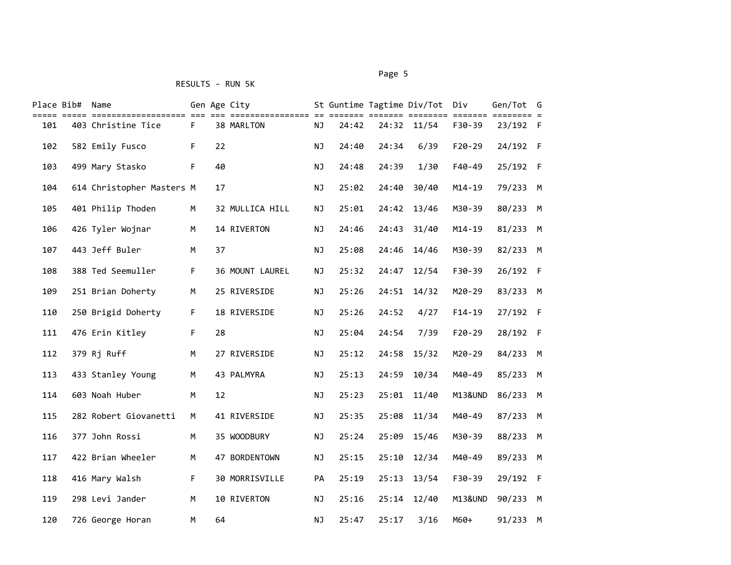RESULTS - RUN 5K

| Place | Bib# | Name | Gen | Age | City | St | Guntime | Tagtime | Div/Tot | Div | Gen/Tot | G |
|---|---|---|---|---|---|---|---|---|---|---|---|---|
| 101 | 403 | Christine Tice | F | 38 | MARLTON | NJ | 24:42 | 24:32 | 11/54 | F30-39 | 23/192 | F |
| 102 | 582 | Emily Fusco | F | 22 | | NJ | 24:40 | 24:34 | 6/39 | F20-29 | 24/192 | F |
| 103 | 499 | Mary Stasko | F | 40 | | NJ | 24:48 | 24:39 | 1/30 | F40-49 | 25/192 | F |
| 104 | 614 | Christopher Masters | M | 17 | | NJ | 25:02 | 24:40 | 30/40 | M14-19 | 79/233 | M |
| 105 | 401 | Philip Thoden | M | 32 | MULLICA HILL | NJ | 25:01 | 24:42 | 13/46 | M30-39 | 80/233 | M |
| 106 | 426 | Tyler Wojnar | M | 14 | RIVERTON | NJ | 24:46 | 24:43 | 31/40 | M14-19 | 81/233 | M |
| 107 | 443 | Jeff Buler | M | 37 | | NJ | 25:08 | 24:46 | 14/46 | M30-39 | 82/233 | M |
| 108 | 388 | Ted Seemuller | F | 36 | MOUNT LAUREL | NJ | 25:32 | 24:47 | 12/54 | F30-39 | 26/192 | F |
| 109 | 251 | Brian Doherty | M | 25 | RIVERSIDE | NJ | 25:26 | 24:51 | 14/32 | M20-29 | 83/233 | M |
| 110 | 250 | Brigid Doherty | F | 18 | RIVERSIDE | NJ | 25:26 | 24:52 | 4/27 | F14-19 | 27/192 | F |
| 111 | 476 | Erin Kitley | F | 28 | | NJ | 25:04 | 24:54 | 7/39 | F20-29 | 28/192 | F |
| 112 | 379 | Rj Ruff | M | 27 | RIVERSIDE | NJ | 25:12 | 24:58 | 15/32 | M20-29 | 84/233 | M |
| 113 | 433 | Stanley Young | M | 43 | PALMYRA | NJ | 25:13 | 24:59 | 10/34 | M40-49 | 85/233 | M |
| 114 | 603 | Noah Huber | M | 12 | | NJ | 25:23 | 25:01 | 11/40 | M13&UND | 86/233 | M |
| 115 | 282 | Robert Giovanetti | M | 41 | RIVERSIDE | NJ | 25:35 | 25:08 | 11/34 | M40-49 | 87/233 | M |
| 116 | 377 | John Rossi | M | 35 | WOODBURY | NJ | 25:24 | 25:09 | 15/46 | M30-39 | 88/233 | M |
| 117 | 422 | Brian Wheeler | M | 47 | BORDENTOWN | NJ | 25:15 | 25:10 | 12/34 | M40-49 | 89/233 | M |
| 118 | 416 | Mary Walsh | F | 30 | MORRISVILLE | PA | 25:19 | 25:13 | 13/54 | F30-39 | 29/192 | F |
| 119 | 298 | Levi Jander | M | 10 | RIVERTON | NJ | 25:16 | 25:14 | 12/40 | M13&UND | 90/233 | M |
| 120 | 726 | George Horan | M | 64 | | NJ | 25:47 | 25:17 | 3/16 | M60+ | 91/233 | M |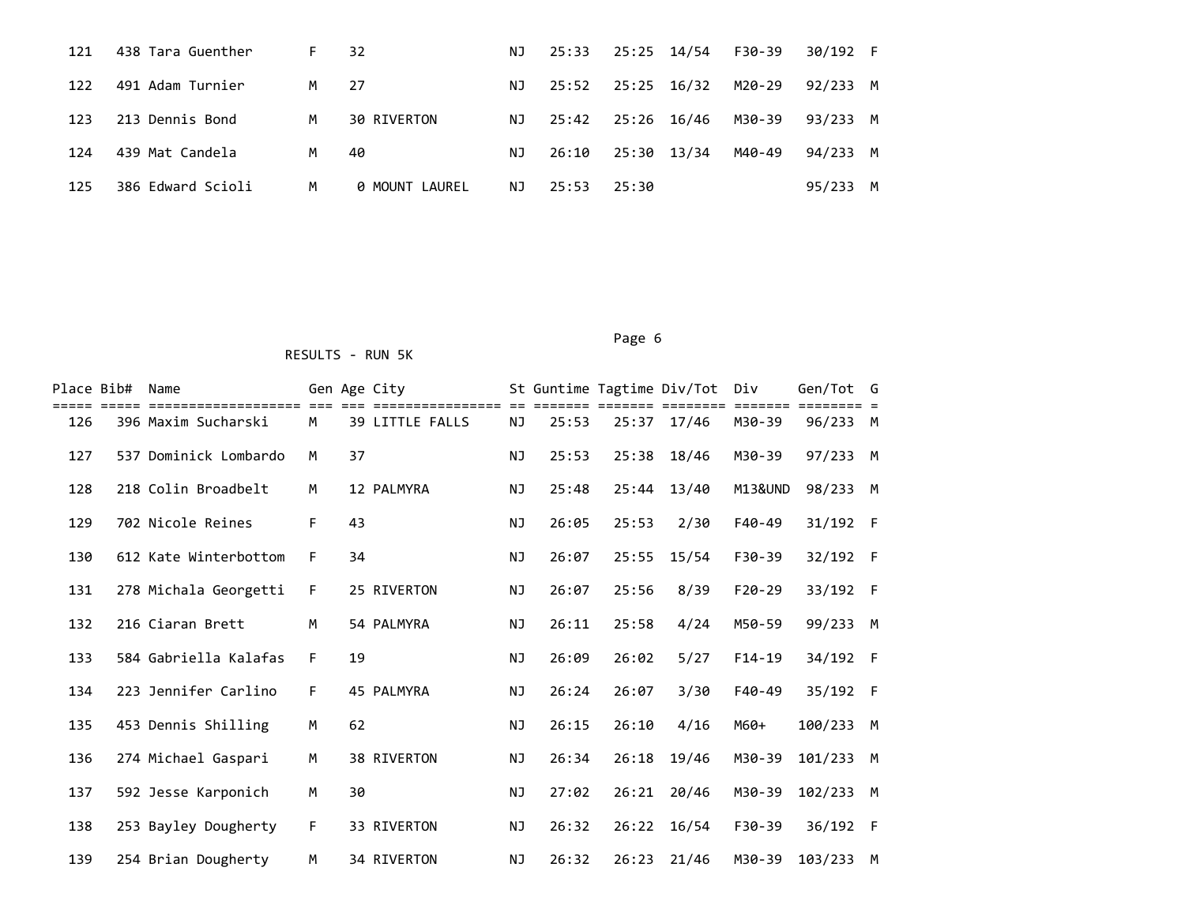| Place | Bib# | Name | Gen | Age | City | St | Guntime | Tagtime | Div/Tot | Div | Gen/Tot | G |
|---|---|---|---|---|---|---|---|---|---|---|---|---|
| 121 | 438 | Tara Guenther | F | 32 | | NJ | 25:33 | 25:25 | 14/54 | F30-39 | 30/192 | F |
| 122 | 491 | Adam Turnier | M | 27 | | NJ | 25:52 | 25:25 | 16/32 | M20-29 | 92/233 | M |
| 123 | 213 | Dennis Bond | M | 30 | RIVERTON | NJ | 25:42 | 25:26 | 16/46 | M30-39 | 93/233 | M |
| 124 | 439 | Mat Candela | M | 40 | | NJ | 26:10 | 25:30 | 13/34 | M40-49 | 94/233 | M |
| 125 | 386 | Edward Scioli | M | 0 | MOUNT LAUREL | NJ | 25:53 | 25:30 | | | 95/233 | M |

RESULTS - RUN 5K

| Place | Bib# | Name | Gen | Age | City | St | Guntime | Tagtime | Div/Tot | Div | Gen/Tot | G |
|---|---|---|---|---|---|---|---|---|---|---|---|---|
| 126 | 396 | Maxim Sucharski | M | 39 | LITTLE FALLS | NJ | 25:53 | 25:37 | 17/46 | M30-39 | 96/233 | M |
| 127 | 537 | Dominick Lombardo | M | 37 | | NJ | 25:53 | 25:38 | 18/46 | M30-39 | 97/233 | M |
| 128 | 218 | Colin Broadbelt | M | 12 | PALMYRA | NJ | 25:48 | 25:44 | 13/40 | M13&UND | 98/233 | M |
| 129 | 702 | Nicole Reines | F | 43 | | NJ | 26:05 | 25:53 | 2/30 | F40-49 | 31/192 | F |
| 130 | 612 | Kate Winterbottom | F | 34 | | NJ | 26:07 | 25:55 | 15/54 | F30-39 | 32/192 | F |
| 131 | 278 | Michala Georgetti | F | 25 | RIVERTON | NJ | 26:07 | 25:56 | 8/39 | F20-29 | 33/192 | F |
| 132 | 216 | Ciaran Brett | M | 54 | PALMYRA | NJ | 26:11 | 25:58 | 4/24 | M50-59 | 99/233 | M |
| 133 | 584 | Gabriella Kalafas | F | 19 | | NJ | 26:09 | 26:02 | 5/27 | F14-19 | 34/192 | F |
| 134 | 223 | Jennifer Carlino | F | 45 | PALMYRA | NJ | 26:24 | 26:07 | 3/30 | F40-49 | 35/192 | F |
| 135 | 453 | Dennis Shilling | M | 62 | | NJ | 26:15 | 26:10 | 4/16 | M60+ | 100/233 | M |
| 136 | 274 | Michael Gaspari | M | 38 | RIVERTON | NJ | 26:34 | 26:18 | 19/46 | M30-39 | 101/233 | M |
| 137 | 592 | Jesse Karponich | M | 30 | | NJ | 27:02 | 26:21 | 20/46 | M30-39 | 102/233 | M |
| 138 | 253 | Bayley Dougherty | F | 33 | RIVERTON | NJ | 26:32 | 26:22 | 16/54 | F30-39 | 36/192 | F |
| 139 | 254 | Brian Dougherty | M | 34 | RIVERTON | NJ | 26:32 | 26:23 | 21/46 | M30-39 | 103/233 | M |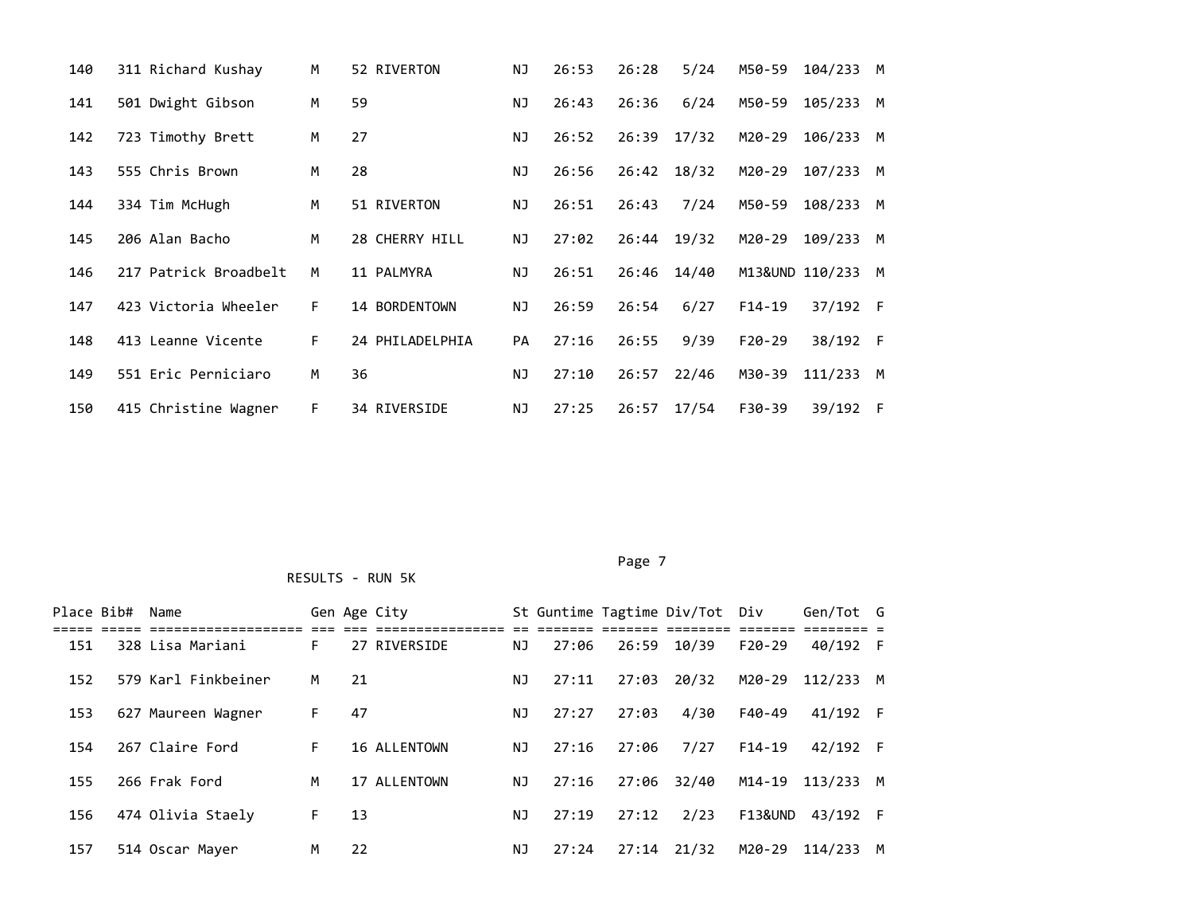| Place | Bib# | Name | Gen | Age | City | St | Guntime | Tagtime | Div/Tot | Div | Gen/Tot | G |
|---|---|---|---|---|---|---|---|---|---|---|---|---|
| 140 | 311 | Richard Kushay | M | 52 | RIVERTON | NJ | 26:53 | 26:28 | 5/24 | M50-59 | 104/233 | M |
| 141 | 501 | Dwight Gibson | M | 59 | | NJ | 26:43 | 26:36 | 6/24 | M50-59 | 105/233 | M |
| 142 | 723 | Timothy Brett | M | 27 | | NJ | 26:52 | 26:39 | 17/32 | M20-29 | 106/233 | M |
| 143 | 555 | Chris Brown | M | 28 | | NJ | 26:56 | 26:42 | 18/32 | M20-29 | 107/233 | M |
| 144 | 334 | Tim McHugh | M | 51 | RIVERTON | NJ | 26:51 | 26:43 | 7/24 | M50-59 | 108/233 | M |
| 145 | 206 | Alan Bacho | M | 28 | CHERRY HILL | NJ | 27:02 | 26:44 | 19/32 | M20-29 | 109/233 | M |
| 146 | 217 | Patrick Broadbelt | M | 11 | PALMYRA | NJ | 26:51 | 26:46 | 14/40 | M13&UND | 110/233 | M |
| 147 | 423 | Victoria Wheeler | F | 14 | BORDENTOWN | NJ | 26:59 | 26:54 | 6/27 | F14-19 | 37/192 | F |
| 148 | 413 | Leanne Vicente | F | 24 | PHILADELPHIA | PA | 27:16 | 26:55 | 9/39 | F20-29 | 38/192 | F |
| 149 | 551 | Eric Perniciaro | M | 36 | | NJ | 27:10 | 26:57 | 22/46 | M30-39 | 111/233 | M |
| 150 | 415 | Christine Wagner | F | 34 | RIVERSIDE | NJ | 27:25 | 26:57 | 17/54 | F30-39 | 39/192 | F |

RESULTS - RUN 5K

| Place | Bib# | Name | Gen | Age | City | St | Guntime | Tagtime | Div/Tot | Div | Gen/Tot | G |
|---|---|---|---|---|---|---|---|---|---|---|---|---|
| 151 | 328 | Lisa Mariani | F | 27 | RIVERSIDE | NJ | 27:06 | 26:59 | 10/39 | F20-29 | 40/192 | F |
| 152 | 579 | Karl Finkbeiner | M | 21 | | NJ | 27:11 | 27:03 | 20/32 | M20-29 | 112/233 | M |
| 153 | 627 | Maureen Wagner | F | 47 | | NJ | 27:27 | 27:03 | 4/30 | F40-49 | 41/192 | F |
| 154 | 267 | Claire Ford | F | 16 | ALLENTOWN | NJ | 27:16 | 27:06 | 7/27 | F14-19 | 42/192 | F |
| 155 | 266 | Frak Ford | M | 17 | ALLENTOWN | NJ | 27:16 | 27:06 | 32/40 | M14-19 | 113/233 | M |
| 156 | 474 | Olivia Staely | F | 13 | | NJ | 27:19 | 27:12 | 2/23 | F13&UND | 43/192 | F |
| 157 | 514 | Oscar Mayer | M | 22 | | NJ | 27:24 | 27:14 | 21/32 | M20-29 | 114/233 | M |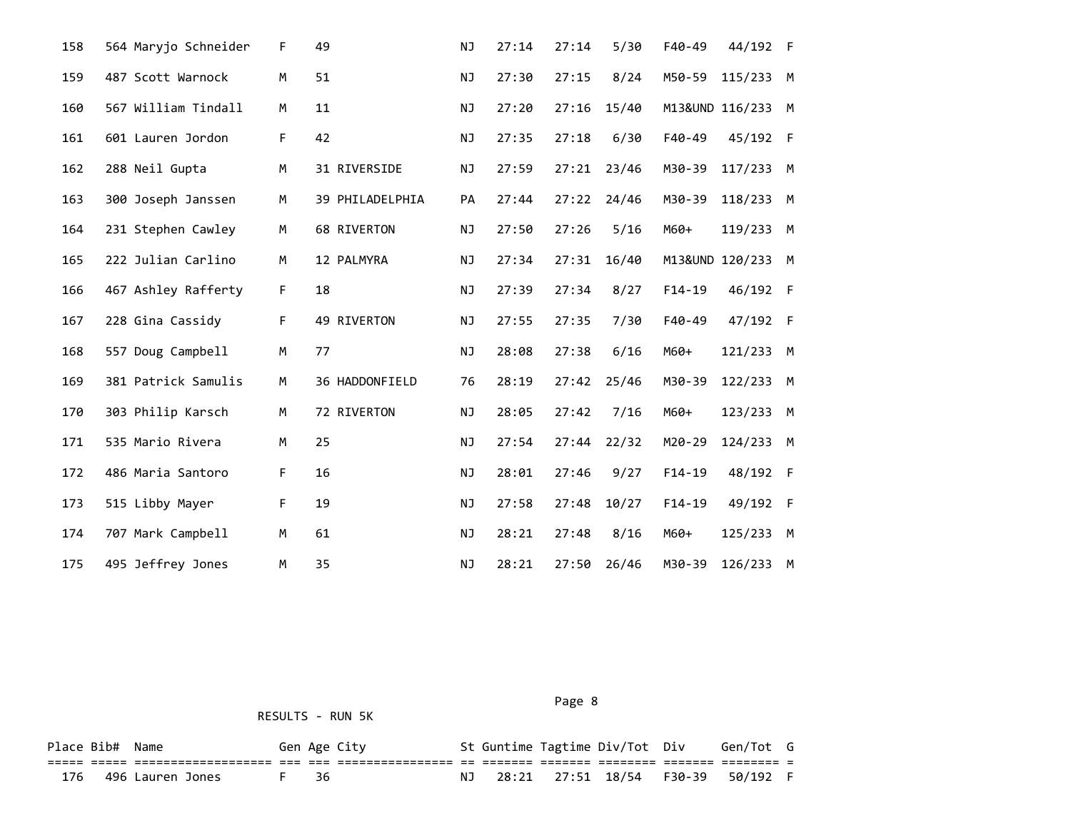| Place | Bib# | Name | Gen | Age | City | St | Guntime | Tagtime | Div/Tot | Div | Gen/Tot | G |
|---|---|---|---|---|---|---|---|---|---|---|---|---|
| 158 | 564 | Maryjo Schneider | F | 49 | | NJ | 27:14 | 27:14 | 5/30 | F40-49 | 44/192 | F |
| 159 | 487 | Scott Warnock | M | 51 | | NJ | 27:30 | 27:15 | 8/24 | M50-59 | 115/233 | M |
| 160 | 567 | William Tindall | M | 11 | | NJ | 27:20 | 27:16 | 15/40 | M13&UND | 116/233 | M |
| 161 | 601 | Lauren Jordon | F | 42 | | NJ | 27:35 | 27:18 | 6/30 | F40-49 | 45/192 | F |
| 162 | 288 | Neil Gupta | M | 31 | RIVERSIDE | NJ | 27:59 | 27:21 | 23/46 | M30-39 | 117/233 | M |
| 163 | 300 | Joseph Janssen | M | 39 | PHILADELPHIA | PA | 27:44 | 27:22 | 24/46 | M30-39 | 118/233 | M |
| 164 | 231 | Stephen Cawley | M | 68 | RIVERTON | NJ | 27:50 | 27:26 | 5/16 | M60+ | 119/233 | M |
| 165 | 222 | Julian Carlino | M | 12 | PALMYRA | NJ | 27:34 | 27:31 | 16/40 | M13&UND | 120/233 | M |
| 166 | 467 | Ashley Rafferty | F | 18 | | NJ | 27:39 | 27:34 | 8/27 | F14-19 | 46/192 | F |
| 167 | 228 | Gina Cassidy | F | 49 | RIVERTON | NJ | 27:55 | 27:35 | 7/30 | F40-49 | 47/192 | F |
| 168 | 557 | Doug Campbell | M | 77 | | NJ | 28:08 | 27:38 | 6/16 | M60+ | 121/233 | M |
| 169 | 381 | Patrick Samulis | M | 36 | HADDONFIELD | 76 | 28:19 | 27:42 | 25/46 | M30-39 | 122/233 | M |
| 170 | 303 | Philip Karsch | M | 72 | RIVERTON | NJ | 28:05 | 27:42 | 7/16 | M60+ | 123/233 | M |
| 171 | 535 | Mario Rivera | M | 25 | | NJ | 27:54 | 27:44 | 22/32 | M20-29 | 124/233 | M |
| 172 | 486 | Maria Santoro | F | 16 | | NJ | 28:01 | 27:46 | 9/27 | F14-19 | 48/192 | F |
| 173 | 515 | Libby Mayer | F | 19 | | NJ | 27:58 | 27:48 | 10/27 | F14-19 | 49/192 | F |
| 174 | 707 | Mark Campbell | M | 61 | | NJ | 28:21 | 27:48 | 8/16 | M60+ | 125/233 | M |
| 175 | 495 | Jeffrey Jones | M | 35 | | NJ | 28:21 | 27:50 | 26/46 | M30-39 | 126/233 | M |

RESULTS - RUN 5K

| Place | Bib# | Name | Gen | Age | City | St | Guntime | Tagtime | Div/Tot | Div | Gen/Tot | G |
|---|---|---|---|---|---|---|---|---|---|---|---|---|
| 176 | 496 | Lauren Jones | F | 36 | | NJ | 28:21 | 27:51 | 18/54 | F30-39 | 50/192 | F |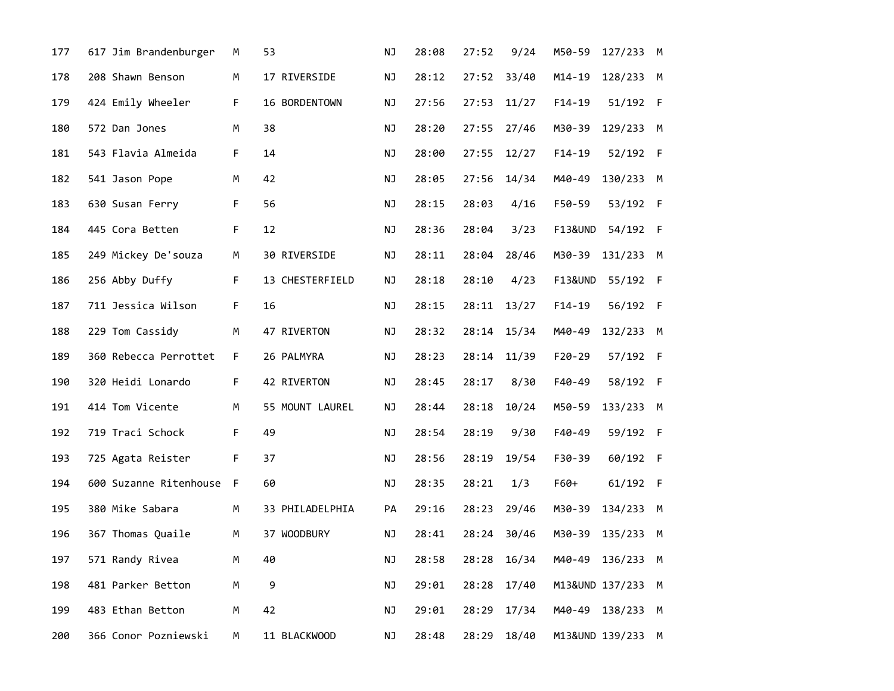| | | | | | | | | | | | | |
|---|---|---|---|---|---|---|---|---|---|---|---|---|
| 177 | 617 | Jim Brandenburger | M | 53 | | NJ | 28:08 | 27:52 | 9/24 | M50-59 | 127/233 | M |
| 178 | 208 | Shawn Benson | M | 17 | RIVERSIDE | NJ | 28:12 | 27:52 | 33/40 | M14-19 | 128/233 | M |
| 179 | 424 | Emily Wheeler | F | 16 | BORDENTOWN | NJ | 27:56 | 27:53 | 11/27 | F14-19 | 51/192 | F |
| 180 | 572 | Dan Jones | M | 38 | | NJ | 28:20 | 27:55 | 27/46 | M30-39 | 129/233 | M |
| 181 | 543 | Flavia Almeida | F | 14 | | NJ | 28:00 | 27:55 | 12/27 | F14-19 | 52/192 | F |
| 182 | 541 | Jason Pope | M | 42 | | NJ | 28:05 | 27:56 | 14/34 | M40-49 | 130/233 | M |
| 183 | 630 | Susan Ferry | F | 56 | | NJ | 28:15 | 28:03 | 4/16 | F50-59 | 53/192 | F |
| 184 | 445 | Cora Betten | F | 12 | | NJ | 28:36 | 28:04 | 3/23 | F13&UND | 54/192 | F |
| 185 | 249 | Mickey De'souza | M | 30 | RIVERSIDE | NJ | 28:11 | 28:04 | 28/46 | M30-39 | 131/233 | M |
| 186 | 256 | Abby Duffy | F | 13 | CHESTERFIELD | NJ | 28:18 | 28:10 | 4/23 | F13&UND | 55/192 | F |
| 187 | 711 | Jessica Wilson | F | 16 | | NJ | 28:15 | 28:11 | 13/27 | F14-19 | 56/192 | F |
| 188 | 229 | Tom Cassidy | M | 47 | RIVERTON | NJ | 28:32 | 28:14 | 15/34 | M40-49 | 132/233 | M |
| 189 | 360 | Rebecca Perrottet | F | 26 | PALMYRA | NJ | 28:23 | 28:14 | 11/39 | F20-29 | 57/192 | F |
| 190 | 320 | Heidi Lonardo | F | 42 | RIVERTON | NJ | 28:45 | 28:17 | 8/30 | F40-49 | 58/192 | F |
| 191 | 414 | Tom Vicente | M | 55 | MOUNT LAUREL | NJ | 28:44 | 28:18 | 10/24 | M50-59 | 133/233 | M |
| 192 | 719 | Traci Schock | F | 49 | | NJ | 28:54 | 28:19 | 9/30 | F40-49 | 59/192 | F |
| 193 | 725 | Agata Reister | F | 37 | | NJ | 28:56 | 28:19 | 19/54 | F30-39 | 60/192 | F |
| 194 | 600 | Suzanne Ritenhouse | F | 60 | | NJ | 28:35 | 28:21 | 1/3 | F60+ | 61/192 | F |
| 195 | 380 | Mike Sabara | M | 33 | PHILADELPHIA | PA | 29:16 | 28:23 | 29/46 | M30-39 | 134/233 | M |
| 196 | 367 | Thomas Quaile | M | 37 | WOODBURY | NJ | 28:41 | 28:24 | 30/46 | M30-39 | 135/233 | M |
| 197 | 571 | Randy Rivea | M | 40 | | NJ | 28:58 | 28:28 | 16/34 | M40-49 | 136/233 | M |
| 198 | 481 | Parker Betton | M | 9 | | NJ | 29:01 | 28:28 | 17/40 | M13&UND | 137/233 | M |
| 199 | 483 | Ethan Betton | M | 42 | | NJ | 29:01 | 28:29 | 17/34 | M40-49 | 138/233 | M |
| 200 | 366 | Conor Pozniewski | M | 11 | BLACKWOOD | NJ | 28:48 | 28:29 | 18/40 | M13&UND | 139/233 | M |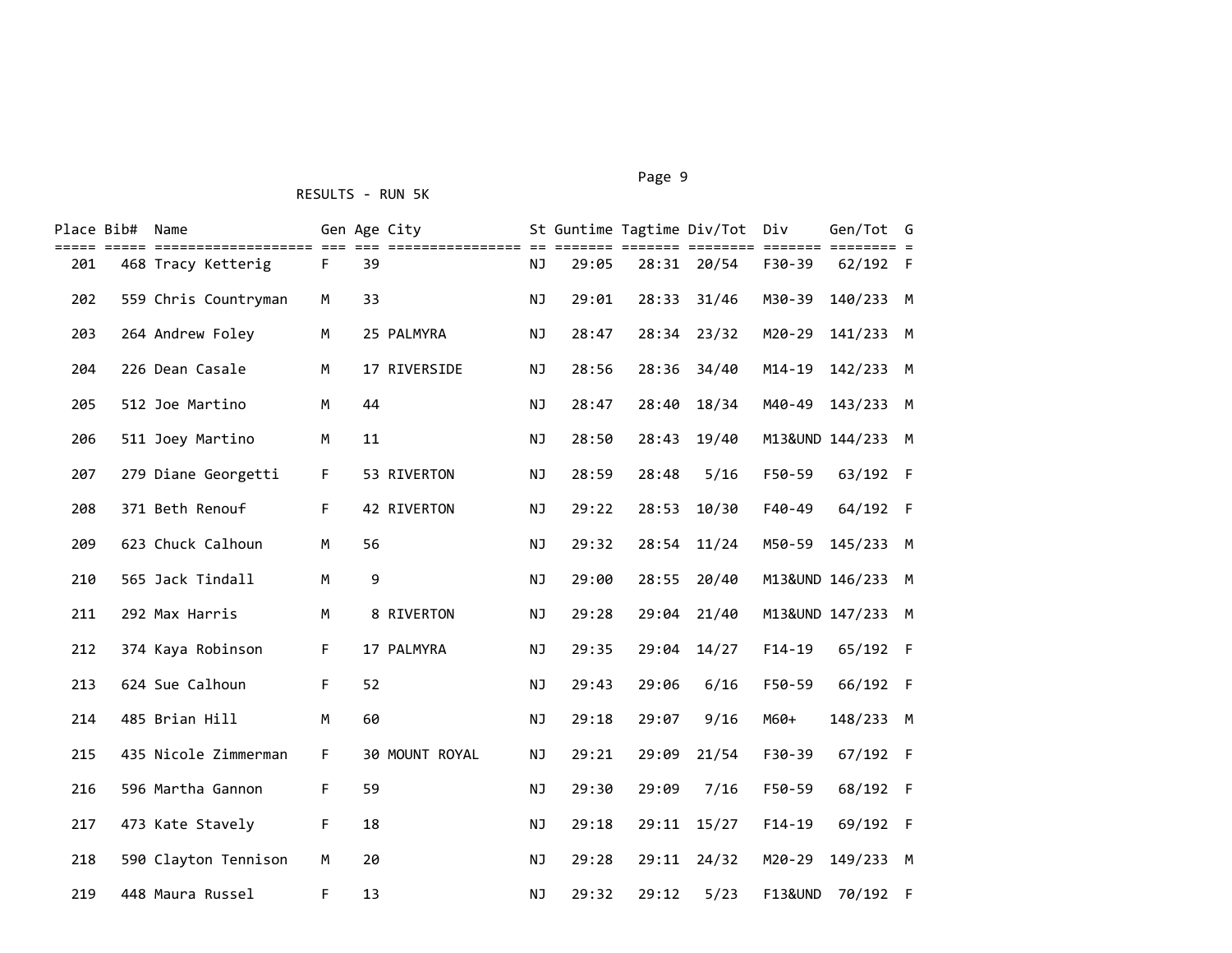RESULTS - RUN 5K

| Place | Bib# | Name | Gen | Age | City | St | Guntime | Tagtime | Div/Tot | Div | Gen/Tot | G |
|---|---|---|---|---|---|---|---|---|---|---|---|---|
| 201 | 468 | Tracy Ketterig | F | 39 | | NJ | 29:05 | 28:31 | 20/54 | F30-39 | 62/192 | F |
| 202 | 559 | Chris Countryman | M | 33 | | NJ | 29:01 | 28:33 | 31/46 | M30-39 | 140/233 | M |
| 203 | 264 | Andrew Foley | M | 25 | PALMYRA | NJ | 28:47 | 28:34 | 23/32 | M20-29 | 141/233 | M |
| 204 | 226 | Dean Casale | M | 17 | RIVERSIDE | NJ | 28:56 | 28:36 | 34/40 | M14-19 | 142/233 | M |
| 205 | 512 | Joe Martino | M | 44 | | NJ | 28:47 | 28:40 | 18/34 | M40-49 | 143/233 | M |
| 206 | 511 | Joey Martino | M | 11 | | NJ | 28:50 | 28:43 | 19/40 | M13&UND | 144/233 | M |
| 207 | 279 | Diane Georgetti | F | 53 | RIVERTON | NJ | 28:59 | 28:48 | 5/16 | F50-59 | 63/192 | F |
| 208 | 371 | Beth Renouf | F | 42 | RIVERTON | NJ | 29:22 | 28:53 | 10/30 | F40-49 | 64/192 | F |
| 209 | 623 | Chuck Calhoun | M | 56 | | NJ | 29:32 | 28:54 | 11/24 | M50-59 | 145/233 | M |
| 210 | 565 | Jack Tindall | M | 9 | | NJ | 29:00 | 28:55 | 20/40 | M13&UND | 146/233 | M |
| 211 | 292 | Max Harris | M | 8 | RIVERTON | NJ | 29:28 | 29:04 | 21/40 | M13&UND | 147/233 | M |
| 212 | 374 | Kaya Robinson | F | 17 | PALMYRA | NJ | 29:35 | 29:04 | 14/27 | F14-19 | 65/192 | F |
| 213 | 624 | Sue Calhoun | F | 52 | | NJ | 29:43 | 29:06 | 6/16 | F50-59 | 66/192 | F |
| 214 | 485 | Brian Hill | M | 60 | | NJ | 29:18 | 29:07 | 9/16 | M60+ | 148/233 | M |
| 215 | 435 | Nicole Zimmerman | F | 30 | MOUNT ROYAL | NJ | 29:21 | 29:09 | 21/54 | F30-39 | 67/192 | F |
| 216 | 596 | Martha Gannon | F | 59 | | NJ | 29:30 | 29:09 | 7/16 | F50-59 | 68/192 | F |
| 217 | 473 | Kate Stavely | F | 18 | | NJ | 29:18 | 29:11 | 15/27 | F14-19 | 69/192 | F |
| 218 | 590 | Clayton Tennison | M | 20 | | NJ | 29:28 | 29:11 | 24/32 | M20-29 | 149/233 | M |
| 219 | 448 | Maura Russel | F | 13 | | NJ | 29:32 | 29:12 | 5/23 | F13&UND | 70/192 | F |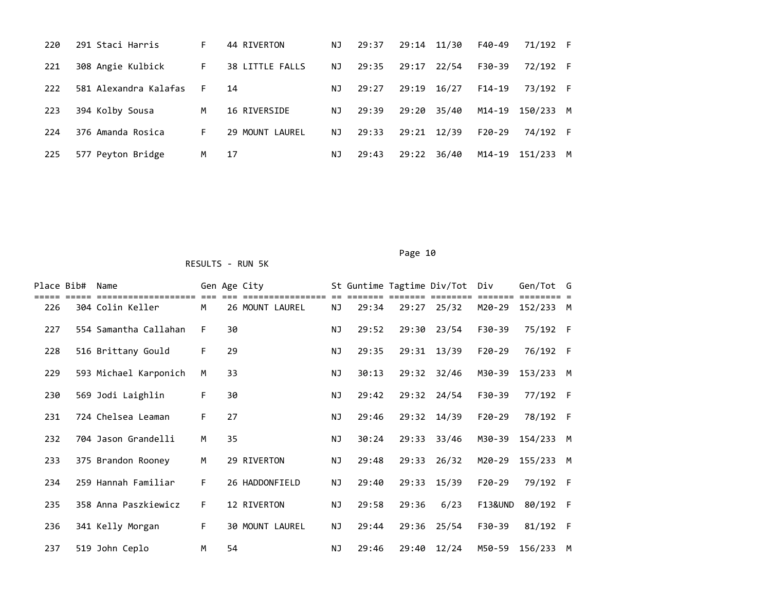| Place | Bib# | Name | Gen | Age | City | St | Guntime | Tagtime | Div/Tot | Div | Gen/Tot | G |
|---|---|---|---|---|---|---|---|---|---|---|---|---|
| 220 | 291 | Staci Harris | F | 44 | RIVERTON | NJ | 29:37 | 29:14 | 11/30 | F40-49 | 71/192 | F |
| 221 | 308 | Angie Kulbick | F | 38 | LITTLE FALLS | NJ | 29:35 | 29:17 | 22/54 | F30-39 | 72/192 | F |
| 222 | 581 | Alexandra Kalafas | F | 14 | | NJ | 29:27 | 29:19 | 16/27 | F14-19 | 73/192 | F |
| 223 | 394 | Kolby Sousa | M | 16 | RIVERSIDE | NJ | 29:39 | 29:20 | 35/40 | M14-19 | 150/233 | M |
| 224 | 376 | Amanda Rosica | F | 29 | MOUNT LAUREL | NJ | 29:33 | 29:21 | 12/39 | F20-29 | 74/192 | F |
| 225 | 577 | Peyton Bridge | M | 17 | | NJ | 29:43 | 29:22 | 36/40 | M14-19 | 151/233 | M |

RESULTS - RUN 5K

| Place | Bib# | Name | Gen | Age | City | St | Guntime | Tagtime | Div/Tot | Div | Gen/Tot | G |
|---|---|---|---|---|---|---|---|---|---|---|---|---|
| 226 | 304 | Colin Keller | M | 26 | MOUNT LAUREL | NJ | 29:34 | 29:27 | 25/32 | M20-29 | 152/233 | M |
| 227 | 554 | Samantha Callahan | F | 30 | | NJ | 29:52 | 29:30 | 23/54 | F30-39 | 75/192 | F |
| 228 | 516 | Brittany Gould | F | 29 | | NJ | 29:35 | 29:31 | 13/39 | F20-29 | 76/192 | F |
| 229 | 593 | Michael Karponich | M | 33 | | NJ | 30:13 | 29:32 | 32/46 | M30-39 | 153/233 | M |
| 230 | 569 | Jodi Laighlin | F | 30 | | NJ | 29:42 | 29:32 | 24/54 | F30-39 | 77/192 | F |
| 231 | 724 | Chelsea Leaman | F | 27 | | NJ | 29:46 | 29:32 | 14/39 | F20-29 | 78/192 | F |
| 232 | 704 | Jason Grandelli | M | 35 | | NJ | 30:24 | 29:33 | 33/46 | M30-39 | 154/233 | M |
| 233 | 375 | Brandon Rooney | M | 29 | RIVERTON | NJ | 29:48 | 29:33 | 26/32 | M20-29 | 155/233 | M |
| 234 | 259 | Hannah Familiar | F | 26 | HADDONFIELD | NJ | 29:40 | 29:33 | 15/39 | F20-29 | 79/192 | F |
| 235 | 358 | Anna Paszkiewicz | F | 12 | RIVERTON | NJ | 29:58 | 29:36 | 6/23 | F13&UND | 80/192 | F |
| 236 | 341 | Kelly Morgan | F | 30 | MOUNT LAUREL | NJ | 29:44 | 29:36 | 25/54 | F30-39 | 81/192 | F |
| 237 | 519 | John Ceplo | M | 54 | | NJ | 29:46 | 29:40 | 12/24 | M50-59 | 156/233 | M |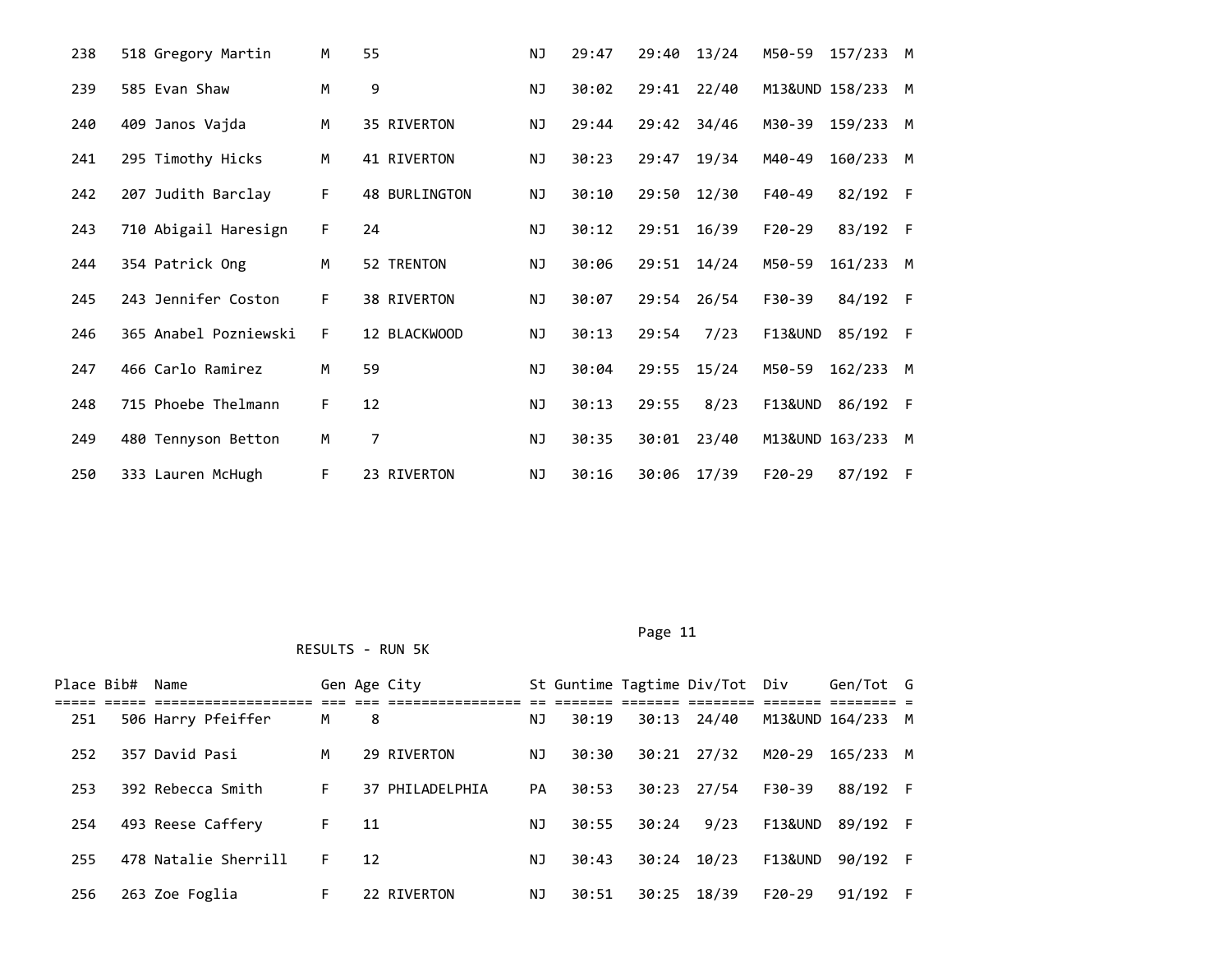| Place | Bib# | Name | Gen | Age | City | St | Guntime | Tagtime | Div/Tot | Div | Gen/Tot | G |
|---|---|---|---|---|---|---|---|---|---|---|---|---|
| 238 | 518 | Gregory Martin | M | 55 | | NJ | 29:47 | 29:40 | 13/24 | M50-59 | 157/233 | M |
| 239 | 585 | Evan Shaw | M | 9 | | NJ | 30:02 | 29:41 | 22/40 | M13&UND | 158/233 | M |
| 240 | 409 | Janos Vajda | M | 35 | RIVERTON | NJ | 29:44 | 29:42 | 34/46 | M30-39 | 159/233 | M |
| 241 | 295 | Timothy Hicks | M | 41 | RIVERTON | NJ | 30:23 | 29:47 | 19/34 | M40-49 | 160/233 | M |
| 242 | 207 | Judith Barclay | F | 48 | BURLINGTON | NJ | 30:10 | 29:50 | 12/30 | F40-49 | 82/192 | F |
| 243 | 710 | Abigail Haresign | F | 24 | | NJ | 30:12 | 29:51 | 16/39 | F20-29 | 83/192 | F |
| 244 | 354 | Patrick Ong | M | 52 | TRENTON | NJ | 30:06 | 29:51 | 14/24 | M50-59 | 161/233 | M |
| 245 | 243 | Jennifer Coston | F | 38 | RIVERTON | NJ | 30:07 | 29:54 | 26/54 | F30-39 | 84/192 | F |
| 246 | 365 | Anabel Pozniewski | F | 12 | BLACKWOOD | NJ | 30:13 | 29:54 | 7/23 | F13&UND | 85/192 | F |
| 247 | 466 | Carlo Ramirez | M | 59 | | NJ | 30:04 | 29:55 | 15/24 | M50-59 | 162/233 | M |
| 248 | 715 | Phoebe Thelmann | F | 12 | | NJ | 30:13 | 29:55 | 8/23 | F13&UND | 86/192 | F |
| 249 | 480 | Tennyson Betton | M | 7 | | NJ | 30:35 | 30:01 | 23/40 | M13&UND | 163/233 | M |
| 250 | 333 | Lauren McHugh | F | 23 | RIVERTON | NJ | 30:16 | 30:06 | 17/39 | F20-29 | 87/192 | F |

RESULTS - RUN 5K

| Place | Bib# | Name | Gen | Age | City | St | Guntime | Tagtime | Div/Tot | Div | Gen/Tot | G |
|---|---|---|---|---|---|---|---|---|---|---|---|---|
| 251 | 506 | Harry Pfeiffer | M | 8 | | NJ | 30:19 | 30:13 | 24/40 | M13&UND | 164/233 | M |
| 252 | 357 | David Pasi | M | 29 | RIVERTON | NJ | 30:30 | 30:21 | 27/32 | M20-29 | 165/233 | M |
| 253 | 392 | Rebecca Smith | F | 37 | PHILADELPHIA | PA | 30:53 | 30:23 | 27/54 | F30-39 | 88/192 | F |
| 254 | 493 | Reese Caffery | F | 11 | | NJ | 30:55 | 30:24 | 9/23 | F13&UND | 89/192 | F |
| 255 | 478 | Natalie Sherrill | F | 12 | | NJ | 30:43 | 30:24 | 10/23 | F13&UND | 90/192 | F |
| 256 | 263 | Zoe Foglia | F | 22 | RIVERTON | NJ | 30:51 | 30:25 | 18/39 | F20-29 | 91/192 | F |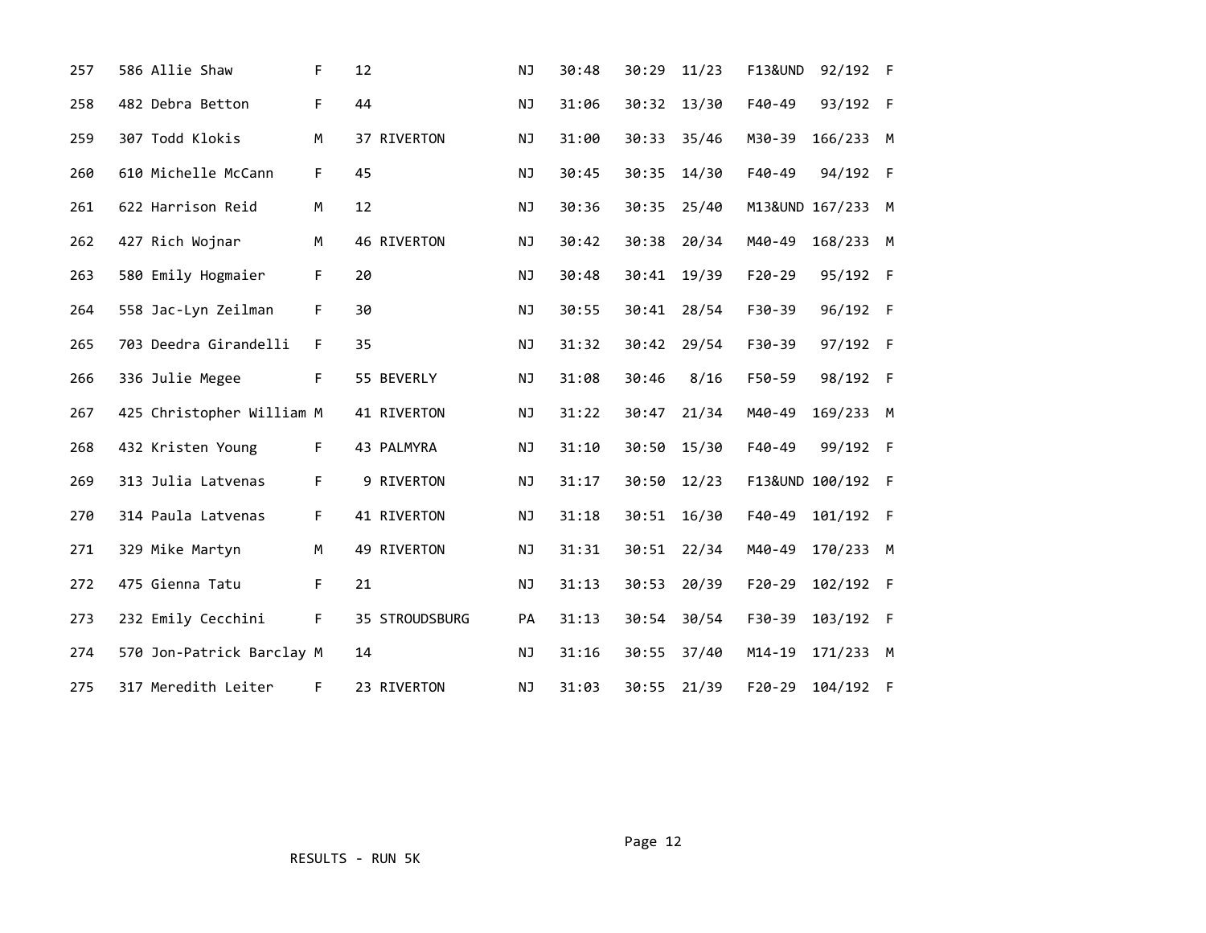| Place | Bib | Name | Sex | Age | City | State | Gun Time | Net Time | Div Place | Division | Sex Place | Sex |
|---|---|---|---|---|---|---|---|---|---|---|---|---|
| 257 | 586 | Allie Shaw | F | 12 | | NJ | 30:48 | 30:29 | 11/23 | F13&UND | 92/192 | F |
| 258 | 482 | Debra Betton | F | 44 | | NJ | 31:06 | 30:32 | 13/30 | F40-49 | 93/192 | F |
| 259 | 307 | Todd Klokis | M | 37 | RIVERTON | NJ | 31:00 | 30:33 | 35/46 | M30-39 | 166/233 | M |
| 260 | 610 | Michelle McCann | F | 45 | | NJ | 30:45 | 30:35 | 14/30 | F40-49 | 94/192 | F |
| 261 | 622 | Harrison Reid | M | 12 | | NJ | 30:36 | 30:35 | 25/40 | M13&UND | 167/233 | M |
| 262 | 427 | Rich Wojnar | M | 46 | RIVERTON | NJ | 30:42 | 30:38 | 20/34 | M40-49 | 168/233 | M |
| 263 | 580 | Emily Hogmaier | F | 20 | | NJ | 30:48 | 30:41 | 19/39 | F20-29 | 95/192 | F |
| 264 | 558 | Jac-Lyn Zeilman | F | 30 | | NJ | 30:55 | 30:41 | 28/54 | F30-39 | 96/192 | F |
| 265 | 703 | Deedra Girandelli | F | 35 | | NJ | 31:32 | 30:42 | 29/54 | F30-39 | 97/192 | F |
| 266 | 336 | Julie Megee | F | 55 | BEVERLY | NJ | 31:08 | 30:46 | 8/16 | F50-59 | 98/192 | F |
| 267 | 425 | Christopher William | M | 41 | RIVERTON | NJ | 31:22 | 30:47 | 21/34 | M40-49 | 169/233 | M |
| 268 | 432 | Kristen Young | F | 43 | PALMYRA | NJ | 31:10 | 30:50 | 15/30 | F40-49 | 99/192 | F |
| 269 | 313 | Julia Latvenas | F | 9 | RIVERTON | NJ | 31:17 | 30:50 | 12/23 | F13&UND | 100/192 | F |
| 270 | 314 | Paula Latvenas | F | 41 | RIVERTON | NJ | 31:18 | 30:51 | 16/30 | F40-49 | 101/192 | F |
| 271 | 329 | Mike Martyn | M | 49 | RIVERTON | NJ | 31:31 | 30:51 | 22/34 | M40-49 | 170/233 | M |
| 272 | 475 | Gienna Tatu | F | 21 | | NJ | 31:13 | 30:53 | 20/39 | F20-29 | 102/192 | F |
| 273 | 232 | Emily Cecchini | F | 35 | STROUDSBURG | PA | 31:13 | 30:54 | 30/54 | F30-39 | 103/192 | F |
| 274 | 570 | Jon-Patrick Barclay | M | 14 | | NJ | 31:16 | 30:55 | 37/40 | M14-19 | 171/233 | M |
| 275 | 317 | Meredith Leiter | F | 23 | RIVERTON | NJ | 31:03 | 30:55 | 21/39 | F20-29 | 104/192 | F |

RESULTS - RUN 5K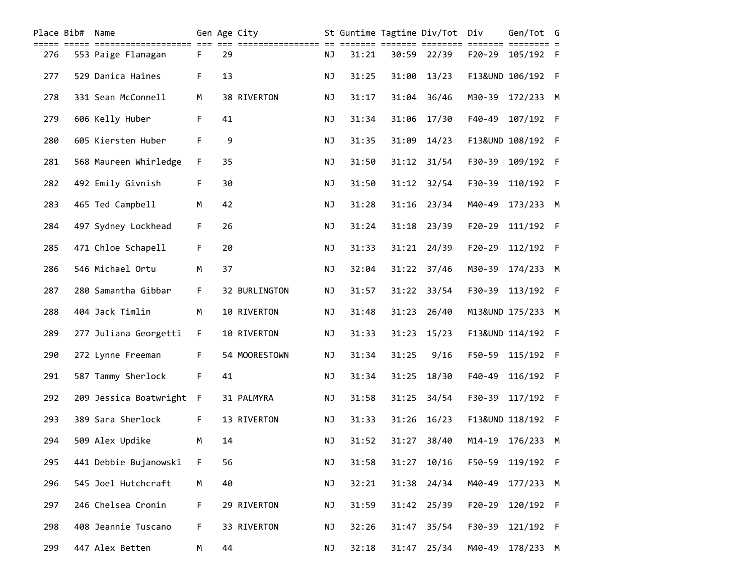| Place | Bib# | Name | Gen | Age | City | St | Guntime | Tagtime | Div/Tot | Div | Gen/Tot | G |
|---|---|---|---|---|---|---|---|---|---|---|---|---|
| 276 | 553 | Paige Flanagan | F | 29 | | NJ | 31:21 | 30:59 | 22/39 | F20-29 | 105/192 | F |
| 277 | 529 | Danica Haines | F | 13 | | NJ | 31:25 | 31:00 | 13/23 | F13&UND | 106/192 | F |
| 278 | 331 | Sean McConnell | M | 38 | RIVERTON | NJ | 31:17 | 31:04 | 36/46 | M30-39 | 172/233 | M |
| 279 | 606 | Kelly Huber | F | 41 | | NJ | 31:34 | 31:06 | 17/30 | F40-49 | 107/192 | F |
| 280 | 605 | Kiersten Huber | F | 9 | | NJ | 31:35 | 31:09 | 14/23 | F13&UND | 108/192 | F |
| 281 | 568 | Maureen Whirledge | F | 35 | | NJ | 31:50 | 31:12 | 31/54 | F30-39 | 109/192 | F |
| 282 | 492 | Emily Givnish | F | 30 | | NJ | 31:50 | 31:12 | 32/54 | F30-39 | 110/192 | F |
| 283 | 465 | Ted Campbell | M | 42 | | NJ | 31:28 | 31:16 | 23/34 | M40-49 | 173/233 | M |
| 284 | 497 | Sydney Lockhead | F | 26 | | NJ | 31:24 | 31:18 | 23/39 | F20-29 | 111/192 | F |
| 285 | 471 | Chloe Schapell | F | 20 | | NJ | 31:33 | 31:21 | 24/39 | F20-29 | 112/192 | F |
| 286 | 546 | Michael Ortu | M | 37 | | NJ | 32:04 | 31:22 | 37/46 | M30-39 | 174/233 | M |
| 287 | 280 | Samantha Gibbar | F | 32 | BURLINGTON | NJ | 31:57 | 31:22 | 33/54 | F30-39 | 113/192 | F |
| 288 | 404 | Jack Timlin | M | 10 | RIVERTON | NJ | 31:48 | 31:23 | 26/40 | M13&UND | 175/233 | M |
| 289 | 277 | Juliana Georgetti | F | 10 | RIVERTON | NJ | 31:33 | 31:23 | 15/23 | F13&UND | 114/192 | F |
| 290 | 272 | Lynne Freeman | F | 54 | MOORESTOWN | NJ | 31:34 | 31:25 | 9/16 | F50-59 | 115/192 | F |
| 291 | 587 | Tammy Sherlock | F | 41 | | NJ | 31:34 | 31:25 | 18/30 | F40-49 | 116/192 | F |
| 292 | 209 | Jessica Boatwright | F | 31 | PALMYRA | NJ | 31:58 | 31:25 | 34/54 | F30-39 | 117/192 | F |
| 293 | 389 | Sara Sherlock | F | 13 | RIVERTON | NJ | 31:33 | 31:26 | 16/23 | F13&UND | 118/192 | F |
| 294 | 509 | Alex Updike | M | 14 | | NJ | 31:52 | 31:27 | 38/40 | M14-19 | 176/233 | M |
| 295 | 441 | Debbie Bujanowski | F | 56 | | NJ | 31:58 | 31:27 | 10/16 | F50-59 | 119/192 | F |
| 296 | 545 | Joel Hutchcraft | M | 40 | | NJ | 32:21 | 31:38 | 24/34 | M40-49 | 177/233 | M |
| 297 | 246 | Chelsea Cronin | F | 29 | RIVERTON | NJ | 31:59 | 31:42 | 25/39 | F20-29 | 120/192 | F |
| 298 | 408 | Jeannie Tuscano | F | 33 | RIVERTON | NJ | 32:26 | 31:47 | 35/54 | F30-39 | 121/192 | F |
| 299 | 447 | Alex Betten | M | 44 | | NJ | 32:18 | 31:47 | 25/34 | M40-49 | 178/233 | M |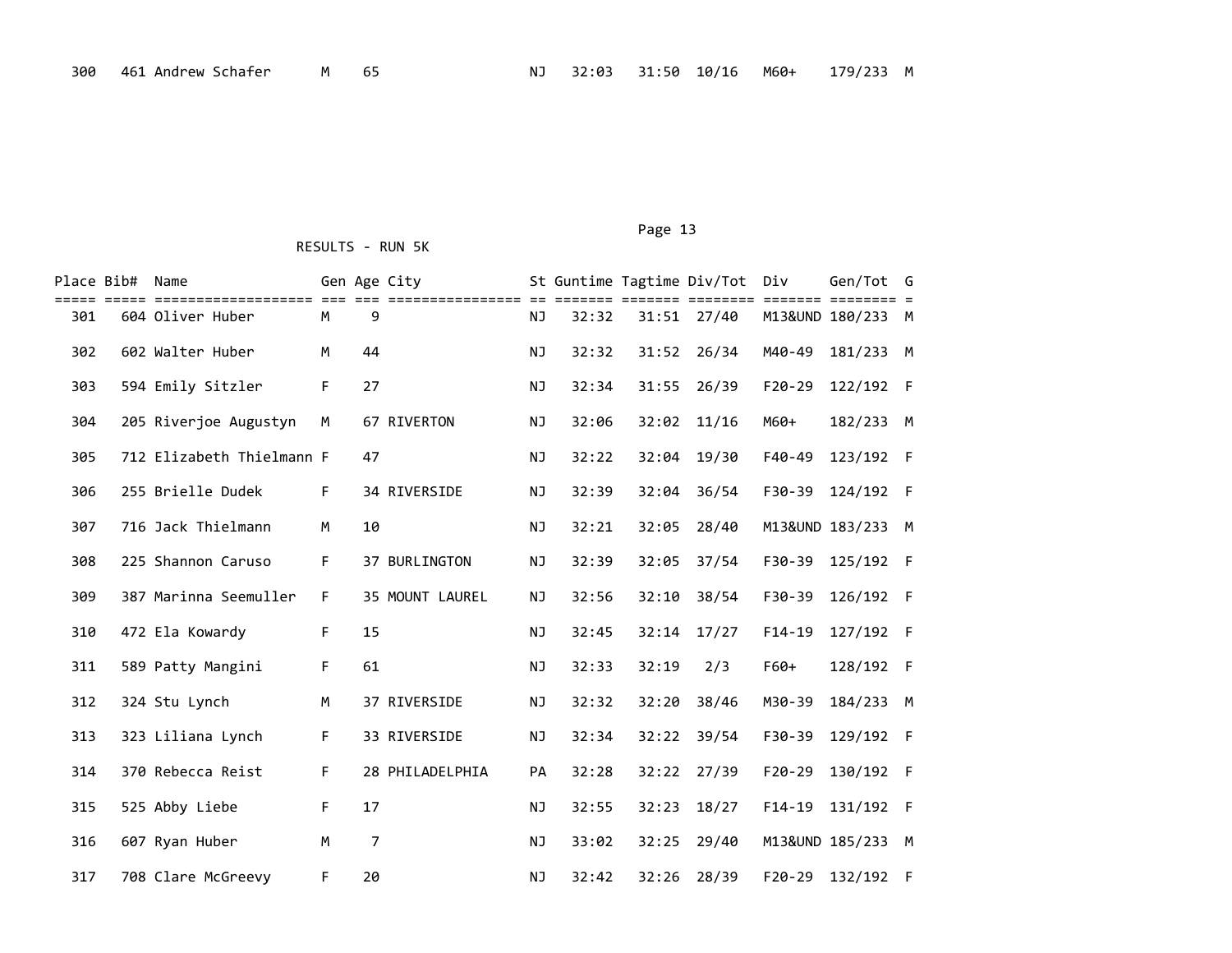| Place | Bib# | Name | Gen | Age | City | St | Guntime | Tagtime | Div/Tot | Div | Gen/Tot | G |
|---|---|---|---|---|---|---|---|---|---|---|---|---|
| 300 | 461 | Andrew Schafer | M | 65 | | NJ | 32:03 | 31:50 | 10/16 | M60+ | 179/233 | M |

RESULTS - RUN 5K

| Place | Bib# | Name | Gen | Age | City | St | Guntime | Tagtime | Div/Tot | Div | Gen/Tot | G |
|---|---|---|---|---|---|---|---|---|---|---|---|---|
| 301 | 604 | Oliver Huber | M | 9 | | NJ | 32:32 | 31:51 | 27/40 | M13&UND | 180/233 | M |
| 302 | 602 | Walter Huber | M | 44 | | NJ | 32:32 | 31:52 | 26/34 | M40-49 | 181/233 | M |
| 303 | 594 | Emily Sitzler | F | 27 | | NJ | 32:34 | 31:55 | 26/39 | F20-29 | 122/192 | F |
| 304 | 205 | Riverjoe Augustyn | M | 67 | RIVERTON | NJ | 32:06 | 32:02 | 11/16 | M60+ | 182/233 | M |
| 305 | 712 | Elizabeth Thielmann | F | 47 | | NJ | 32:22 | 32:04 | 19/30 | F40-49 | 123/192 | F |
| 306 | 255 | Brielle Dudek | F | 34 | RIVERSIDE | NJ | 32:39 | 32:04 | 36/54 | F30-39 | 124/192 | F |
| 307 | 716 | Jack Thielmann | M | 10 | | NJ | 32:21 | 32:05 | 28/40 | M13&UND | 183/233 | M |
| 308 | 225 | Shannon Caruso | F | 37 | BURLINGTON | NJ | 32:39 | 32:05 | 37/54 | F30-39 | 125/192 | F |
| 309 | 387 | Marinna Seemuller | F | 35 | MOUNT LAUREL | NJ | 32:56 | 32:10 | 38/54 | F30-39 | 126/192 | F |
| 310 | 472 | Ela Kowardy | F | 15 | | NJ | 32:45 | 32:14 | 17/27 | F14-19 | 127/192 | F |
| 311 | 589 | Patty Mangini | F | 61 | | NJ | 32:33 | 32:19 | 2/3 | F60+ | 128/192 | F |
| 312 | 324 | Stu Lynch | M | 37 | RIVERSIDE | NJ | 32:32 | 32:20 | 38/46 | M30-39 | 184/233 | M |
| 313 | 323 | Liliana Lynch | F | 33 | RIVERSIDE | NJ | 32:34 | 32:22 | 39/54 | F30-39 | 129/192 | F |
| 314 | 370 | Rebecca Reist | F | 28 | PHILADELPHIA | PA | 32:28 | 32:22 | 27/39 | F20-29 | 130/192 | F |
| 315 | 525 | Abby Liebe | F | 17 | | NJ | 32:55 | 32:23 | 18/27 | F14-19 | 131/192 | F |
| 316 | 607 | Ryan Huber | M | 7 | | NJ | 33:02 | 32:25 | 29/40 | M13&UND | 185/233 | M |
| 317 | 708 | Clare McGreevy | F | 20 | | NJ | 32:42 | 32:26 | 28/39 | F20-29 | 132/192 | F |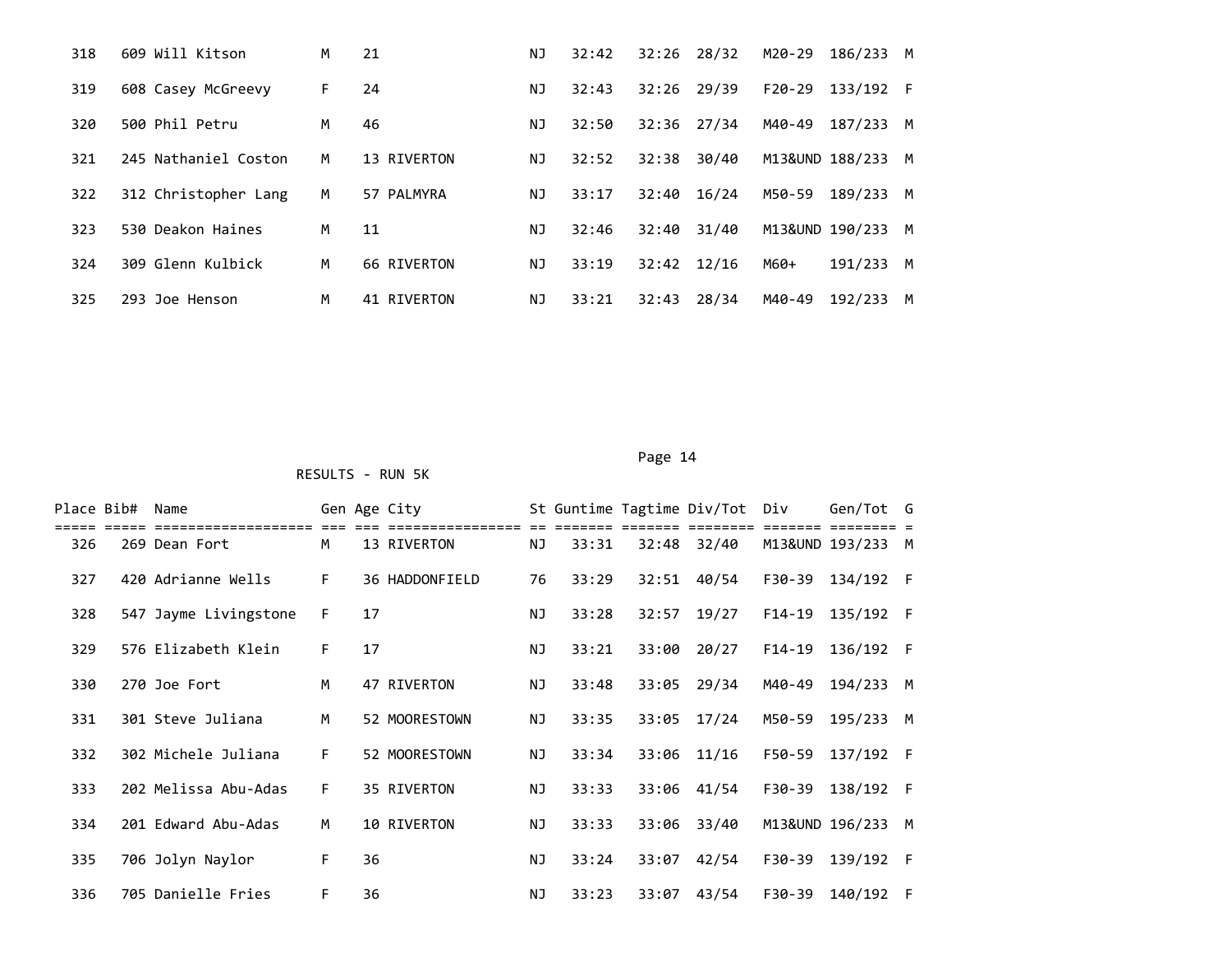| Place | Bib# | Name | Gen | Age | City | St | Guntime | Tagtime | Div/Tot | Div | Gen/Tot | G |
|---|---|---|---|---|---|---|---|---|---|---|---|---|
| 318 | 609 | Will Kitson | M | 21 | | NJ | 32:42 | 32:26 | 28/32 | M20-29 | 186/233 | M |
| 319 | 608 | Casey McGreevy | F | 24 | | NJ | 32:43 | 32:26 | 29/39 | F20-29 | 133/192 | F |
| 320 | 500 | Phil Petru | M | 46 | | NJ | 32:50 | 32:36 | 27/34 | M40-49 | 187/233 | M |
| 321 | 245 | Nathaniel Coston | M | 13 | RIVERTON | NJ | 32:52 | 32:38 | 30/40 | M13&UND | 188/233 | M |
| 322 | 312 | Christopher Lang | M | 57 | PALMYRA | NJ | 33:17 | 32:40 | 16/24 | M50-59 | 189/233 | M |
| 323 | 530 | Deakon Haines | M | 11 | | NJ | 32:46 | 32:40 | 31/40 | M13&UND | 190/233 | M |
| 324 | 309 | Glenn Kulbick | M | 66 | RIVERTON | NJ | 33:19 | 32:42 | 12/16 | M60+ | 191/233 | M |
| 325 | 293 | Joe Henson | M | 41 | RIVERTON | NJ | 33:21 | 32:43 | 28/34 | M40-49 | 192/233 | M |

RESULTS - RUN 5K

| Place | Bib# | Name | Gen | Age | City | St | Guntime | Tagtime | Div/Tot | Div | Gen/Tot | G |
|---|---|---|---|---|---|---|---|---|---|---|---|---|
| 326 | 269 | Dean Fort | M | 13 | RIVERTON | NJ | 33:31 | 32:48 | 32/40 | M13&UND | 193/233 | M |
| 327 | 420 | Adrianne Wells | F | 36 | HADDONFIELD | 76 | 33:29 | 32:51 | 40/54 | F30-39 | 134/192 | F |
| 328 | 547 | Jayme Livingstone | F | 17 | | NJ | 33:28 | 32:57 | 19/27 | F14-19 | 135/192 | F |
| 329 | 576 | Elizabeth Klein | F | 17 | | NJ | 33:21 | 33:00 | 20/27 | F14-19 | 136/192 | F |
| 330 | 270 | Joe Fort | M | 47 | RIVERTON | NJ | 33:48 | 33:05 | 29/34 | M40-49 | 194/233 | M |
| 331 | 301 | Steve Juliana | M | 52 | MOORESTOWN | NJ | 33:35 | 33:05 | 17/24 | M50-59 | 195/233 | M |
| 332 | 302 | Michele Juliana | F | 52 | MOORESTOWN | NJ | 33:34 | 33:06 | 11/16 | F50-59 | 137/192 | F |
| 333 | 202 | Melissa Abu-Adas | F | 35 | RIVERTON | NJ | 33:33 | 33:06 | 41/54 | F30-39 | 138/192 | F |
| 334 | 201 | Edward Abu-Adas | M | 10 | RIVERTON | NJ | 33:33 | 33:06 | 33/40 | M13&UND | 196/233 | M |
| 335 | 706 | Jolyn Naylor | F | 36 | | NJ | 33:24 | 33:07 | 42/54 | F30-39 | 139/192 | F |
| 336 | 705 | Danielle Fries | F | 36 | | NJ | 33:23 | 33:07 | 43/54 | F30-39 | 140/192 | F |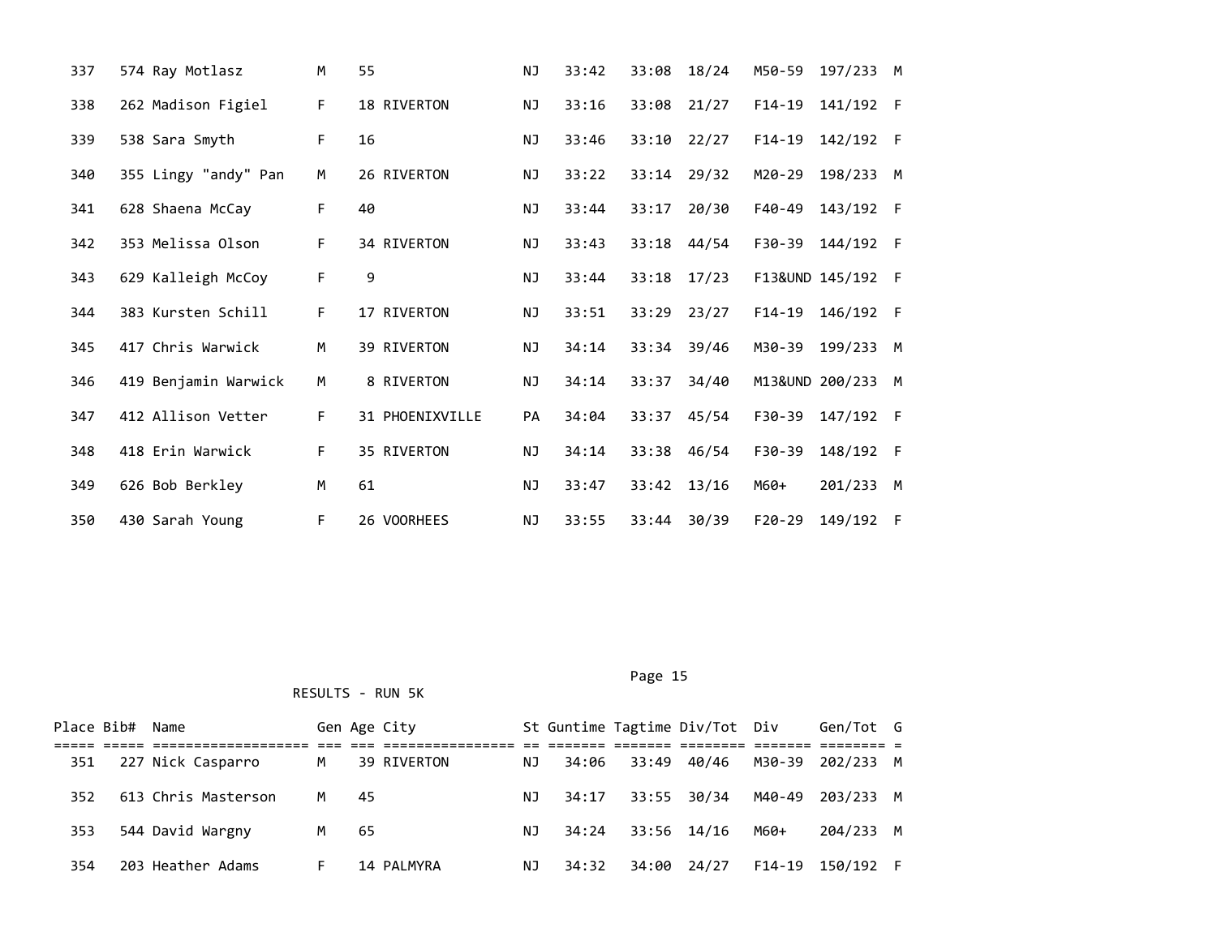| Place | Bib# | Name | Gen | Age | City | St | Guntime | Tagtime | Div/Tot | Div | Gen/Tot | G |
|---|---|---|---|---|---|---|---|---|---|---|---|---|
| 337 | 574 | Ray Motlasz | M | 55 | | NJ | 33:42 | 33:08 | 18/24 | M50-59 | 197/233 | M |
| 338 | 262 | Madison Figiel | F | 18 | RIVERTON | NJ | 33:16 | 33:08 | 21/27 | F14-19 | 141/192 | F |
| 339 | 538 | Sara Smyth | F | 16 | | NJ | 33:46 | 33:10 | 22/27 | F14-19 | 142/192 | F |
| 340 | 355 | Lingy "andy" Pan | M | 26 | RIVERTON | NJ | 33:22 | 33:14 | 29/32 | M20-29 | 198/233 | M |
| 341 | 628 | Shaena McCay | F | 40 | | NJ | 33:44 | 33:17 | 20/30 | F40-49 | 143/192 | F |
| 342 | 353 | Melissa Olson | F | 34 | RIVERTON | NJ | 33:43 | 33:18 | 44/54 | F30-39 | 144/192 | F |
| 343 | 629 | Kalleigh McCoy | F | 9 | | NJ | 33:44 | 33:18 | 17/23 | F13&UND | 145/192 | F |
| 344 | 383 | Kursten Schill | F | 17 | RIVERTON | NJ | 33:51 | 33:29 | 23/27 | F14-19 | 146/192 | F |
| 345 | 417 | Chris Warwick | M | 39 | RIVERTON | NJ | 34:14 | 33:34 | 39/46 | M30-39 | 199/233 | M |
| 346 | 419 | Benjamin Warwick | M | 8 | RIVERTON | NJ | 34:14 | 33:37 | 34/40 | M13&UND | 200/233 | M |
| 347 | 412 | Allison Vetter | F | 31 | PHOENIXVILLE | PA | 34:04 | 33:37 | 45/54 | F30-39 | 147/192 | F |
| 348 | 418 | Erin Warwick | F | 35 | RIVERTON | NJ | 34:14 | 33:38 | 46/54 | F30-39 | 148/192 | F |
| 349 | 626 | Bob Berkley | M | 61 | | NJ | 33:47 | 33:42 | 13/16 | M60+ | 201/233 | M |
| 350 | 430 | Sarah Young | F | 26 | VOORHEES | NJ | 33:55 | 33:44 | 30/39 | F20-29 | 149/192 | F |

RESULTS - RUN 5K

| Place | Bib# | Name | Gen | Age | City | St | Guntime | Tagtime | Div/Tot | Div | Gen/Tot | G |
|---|---|---|---|---|---|---|---|---|---|---|---|---|
| 351 | 227 | Nick Casparro | M | 39 | RIVERTON | NJ | 34:06 | 33:49 | 40/46 | M30-39 | 202/233 | M |
| 352 | 613 | Chris Masterson | M | 45 | | NJ | 34:17 | 33:55 | 30/34 | M40-49 | 203/233 | M |
| 353 | 544 | David Wargny | M | 65 | | NJ | 34:24 | 33:56 | 14/16 | M60+ | 204/233 | M |
| 354 | 203 | Heather Adams | F | 14 | PALMYRA | NJ | 34:32 | 34:00 | 24/27 | F14-19 | 150/192 | F |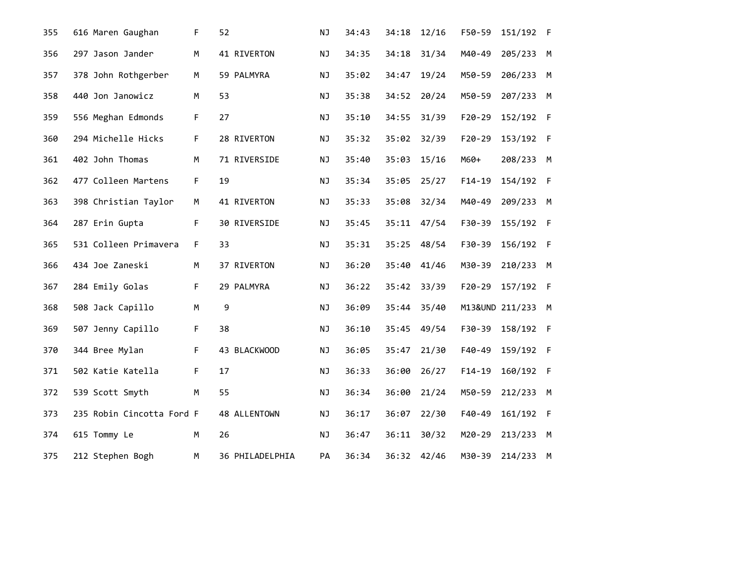| | | | | | | | | | | | | |
|---|---|---|---|---|---|---|---|---|---|---|---|---|
| 355 | 616 | Maren Gaughan | F | 52 | | NJ | 34:43 | 34:18 | 12/16 | F50-59 | 151/192 | F |
| 356 | 297 | Jason Jander | M | 41 | RIVERTON | NJ | 34:35 | 34:18 | 31/34 | M40-49 | 205/233 | M |
| 357 | 378 | John Rothgerber | M | 59 | PALMYRA | NJ | 35:02 | 34:47 | 19/24 | M50-59 | 206/233 | M |
| 358 | 440 | Jon Janowicz | M | 53 | | NJ | 35:38 | 34:52 | 20/24 | M50-59 | 207/233 | M |
| 359 | 556 | Meghan Edmonds | F | 27 | | NJ | 35:10 | 34:55 | 31/39 | F20-29 | 152/192 | F |
| 360 | 294 | Michelle Hicks | F | 28 | RIVERTON | NJ | 35:32 | 35:02 | 32/39 | F20-29 | 153/192 | F |
| 361 | 402 | John Thomas | M | 71 | RIVERSIDE | NJ | 35:40 | 35:03 | 15/16 | M60+ | 208/233 | M |
| 362 | 477 | Colleen Martens | F | 19 | | NJ | 35:34 | 35:05 | 25/27 | F14-19 | 154/192 | F |
| 363 | 398 | Christian Taylor | M | 41 | RIVERTON | NJ | 35:33 | 35:08 | 32/34 | M40-49 | 209/233 | M |
| 364 | 287 | Erin Gupta | F | 30 | RIVERSIDE | NJ | 35:45 | 35:11 | 47/54 | F30-39 | 155/192 | F |
| 365 | 531 | Colleen Primavera | F | 33 | | NJ | 35:31 | 35:25 | 48/54 | F30-39 | 156/192 | F |
| 366 | 434 | Joe Zaneski | M | 37 | RIVERTON | NJ | 36:20 | 35:40 | 41/46 | M30-39 | 210/233 | M |
| 367 | 284 | Emily Golas | F | 29 | PALMYRA | NJ | 36:22 | 35:42 | 33/39 | F20-29 | 157/192 | F |
| 368 | 508 | Jack Capillo | M | 9 | | NJ | 36:09 | 35:44 | 35/40 | M13&UND | 211/233 | M |
| 369 | 507 | Jenny Capillo | F | 38 | | NJ | 36:10 | 35:45 | 49/54 | F30-39 | 158/192 | F |
| 370 | 344 | Bree Mylan | F | 43 | BLACKWOOD | NJ | 36:05 | 35:47 | 21/30 | F40-49 | 159/192 | F |
| 371 | 502 | Katie Katella | F | 17 | | NJ | 36:33 | 36:00 | 26/27 | F14-19 | 160/192 | F |
| 372 | 539 | Scott Smyth | M | 55 | | NJ | 36:34 | 36:00 | 21/24 | M50-59 | 212/233 | M |
| 373 | 235 | Robin Cincotta Ford | F | 48 | ALLENTOWN | NJ | 36:17 | 36:07 | 22/30 | F40-49 | 161/192 | F |
| 374 | 615 | Tommy Le | M | 26 | | NJ | 36:47 | 36:11 | 30/32 | M20-29 | 213/233 | M |
| 375 | 212 | Stephen Bogh | M | 36 | PHILADELPHIA | PA | 36:34 | 36:32 | 42/46 | M30-39 | 214/233 | M |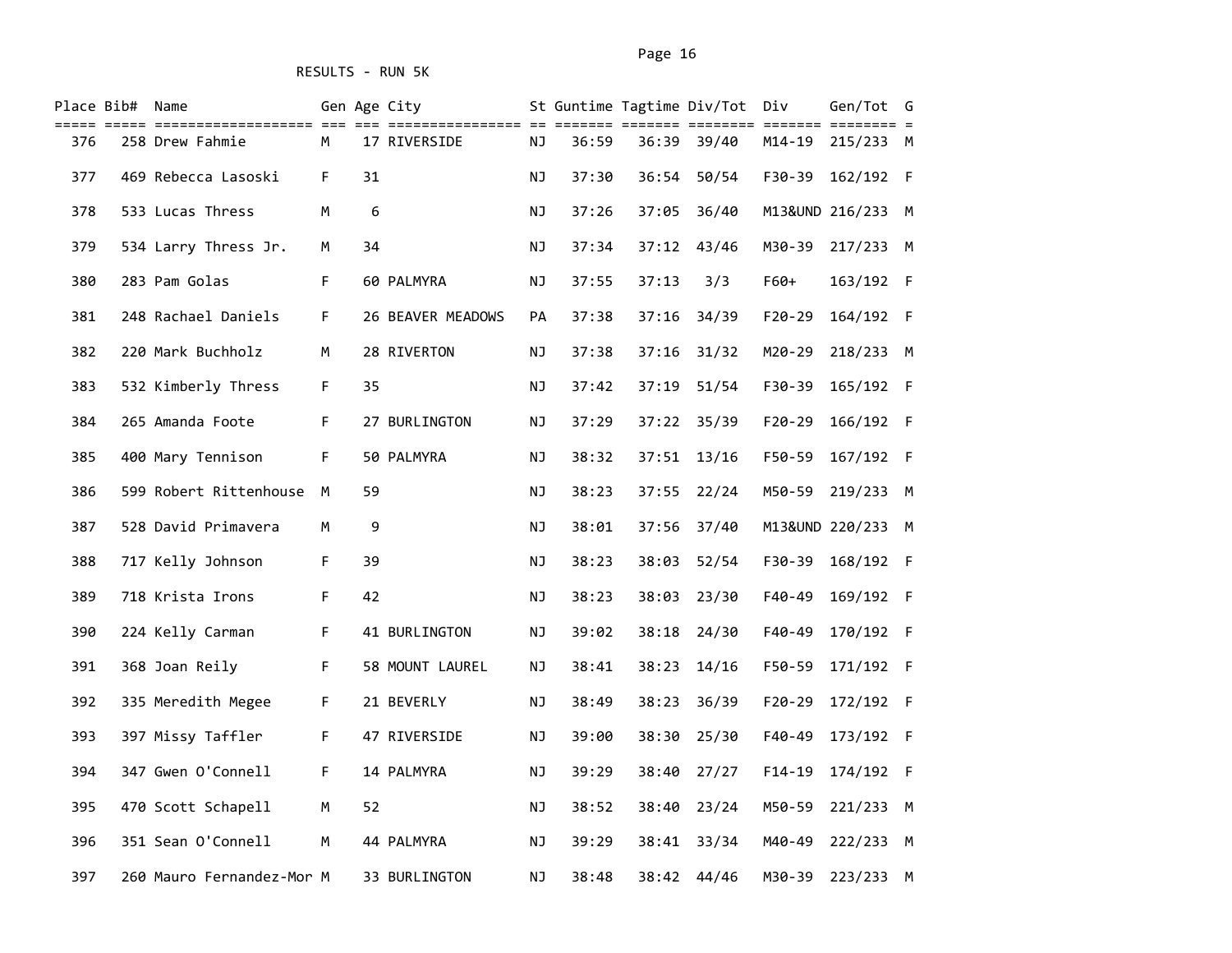RESULTS - RUN 5K

| Place | Bib# | Name | Gen | Age | City | St | Guntime | Tagtime | Div/Tot | Div | Gen/Tot | G |
|---|---|---|---|---|---|---|---|---|---|---|---|---|
| 376 | 258 | Drew Fahmie | M | 17 | RIVERSIDE | NJ | 36:59 | 36:39 | 39/40 | M14-19 | 215/233 | M |
| 377 | 469 | Rebecca Lasoski | F | 31 | | NJ | 37:30 | 36:54 | 50/54 | F30-39 | 162/192 | F |
| 378 | 533 | Lucas Thress | M | 6 | | NJ | 37:26 | 37:05 | 36/40 | M13&UND | 216/233 | M |
| 379 | 534 | Larry Thress Jr. | M | 34 | | NJ | 37:34 | 37:12 | 43/46 | M30-39 | 217/233 | M |
| 380 | 283 | Pam Golas | F | 60 | PALMYRA | NJ | 37:55 | 37:13 | 3/3 | F60+ | 163/192 | F |
| 381 | 248 | Rachael Daniels | F | 26 | BEAVER MEADOWS | PA | 37:38 | 37:16 | 34/39 | F20-29 | 164/192 | F |
| 382 | 220 | Mark Buchholz | M | 28 | RIVERTON | NJ | 37:38 | 37:16 | 31/32 | M20-29 | 218/233 | M |
| 383 | 532 | Kimberly Thress | F | 35 | | NJ | 37:42 | 37:19 | 51/54 | F30-39 | 165/192 | F |
| 384 | 265 | Amanda Foote | F | 27 | BURLINGTON | NJ | 37:29 | 37:22 | 35/39 | F20-29 | 166/192 | F |
| 385 | 400 | Mary Tennison | F | 50 | PALMYRA | NJ | 38:32 | 37:51 | 13/16 | F50-59 | 167/192 | F |
| 386 | 599 | Robert Rittenhouse | M | 59 | | NJ | 38:23 | 37:55 | 22/24 | M50-59 | 219/233 | M |
| 387 | 528 | David Primavera | M | 9 | | NJ | 38:01 | 37:56 | 37/40 | M13&UND | 220/233 | M |
| 388 | 717 | Kelly Johnson | F | 39 | | NJ | 38:23 | 38:03 | 52/54 | F30-39 | 168/192 | F |
| 389 | 718 | Krista Irons | F | 42 | | NJ | 38:23 | 38:03 | 23/30 | F40-49 | 169/192 | F |
| 390 | 224 | Kelly Carman | F | 41 | BURLINGTON | NJ | 39:02 | 38:18 | 24/30 | F40-49 | 170/192 | F |
| 391 | 368 | Joan Reily | F | 58 | MOUNT LAUREL | NJ | 38:41 | 38:23 | 14/16 | F50-59 | 171/192 | F |
| 392 | 335 | Meredith Megee | F | 21 | BEVERLY | NJ | 38:49 | 38:23 | 36/39 | F20-29 | 172/192 | F |
| 393 | 397 | Missy Taffler | F | 47 | RIVERSIDE | NJ | 39:00 | 38:30 | 25/30 | F40-49 | 173/192 | F |
| 394 | 347 | Gwen O'Connell | F | 14 | PALMYRA | NJ | 39:29 | 38:40 | 27/27 | F14-19 | 174/192 | F |
| 395 | 470 | Scott Schapell | M | 52 | | NJ | 38:52 | 38:40 | 23/24 | M50-59 | 221/233 | M |
| 396 | 351 | Sean O'Connell | M | 44 | PALMYRA | NJ | 39:29 | 38:41 | 33/34 | M40-49 | 222/233 | M |
| 397 | 260 | Mauro Fernandez-Mor | M | 33 | BURLINGTON | NJ | 38:48 | 38:42 | 44/46 | M30-39 | 223/233 | M |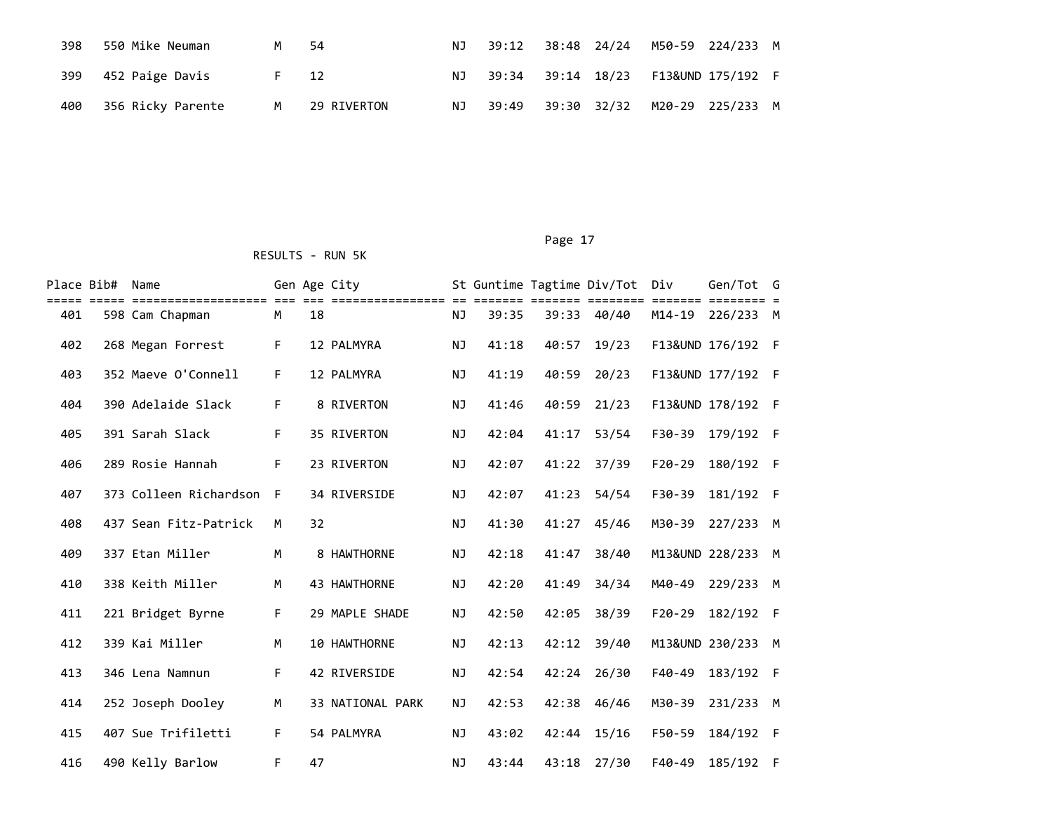| Place | Bib# | Name | Gen | Age | City | St | Guntime | Tagtime | Div/Tot | Div | Gen/Tot | G |
|---|---|---|---|---|---|---|---|---|---|---|---|---|
| 398 | 550 | Mike Neuman | M | 54 | | NJ | 39:12 | 38:48 | 24/24 | M50-59 | 224/233 | M |
| 399 | 452 | Paige Davis | F | 12 | | NJ | 39:34 | 39:14 | 18/23 | F13&UND | 175/192 | F |
| 400 | 356 | Ricky Parente | M | 29 | RIVERTON | NJ | 39:49 | 39:30 | 32/32 | M20-29 | 225/233 | M |

RESULTS - RUN 5K

| Place | Bib# | Name | Gen | Age | City | St | Guntime | Tagtime | Div/Tot | Div | Gen/Tot | G |
|---|---|---|---|---|---|---|---|---|---|---|---|---|
| 401 | 598 | Cam Chapman | M | 18 | | NJ | 39:35 | 39:33 | 40/40 | M14-19 | 226/233 | M |
| 402 | 268 | Megan Forrest | F | 12 | PALMYRA | NJ | 41:18 | 40:57 | 19/23 | F13&UND | 176/192 | F |
| 403 | 352 | Maeve O'Connell | F | 12 | PALMYRA | NJ | 41:19 | 40:59 | 20/23 | F13&UND | 177/192 | F |
| 404 | 390 | Adelaide Slack | F | 8 | RIVERTON | NJ | 41:46 | 40:59 | 21/23 | F13&UND | 178/192 | F |
| 405 | 391 | Sarah Slack | F | 35 | RIVERTON | NJ | 42:04 | 41:17 | 53/54 | F30-39 | 179/192 | F |
| 406 | 289 | Rosie Hannah | F | 23 | RIVERTON | NJ | 42:07 | 41:22 | 37/39 | F20-29 | 180/192 | F |
| 407 | 373 | Colleen Richardson | F | 34 | RIVERSIDE | NJ | 42:07 | 41:23 | 54/54 | F30-39 | 181/192 | F |
| 408 | 437 | Sean Fitz-Patrick | M | 32 | | NJ | 41:30 | 41:27 | 45/46 | M30-39 | 227/233 | M |
| 409 | 337 | Etan Miller | M | 8 | HAWTHORNE | NJ | 42:18 | 41:47 | 38/40 | M13&UND | 228/233 | M |
| 410 | 338 | Keith Miller | M | 43 | HAWTHORNE | NJ | 42:20 | 41:49 | 34/34 | M40-49 | 229/233 | M |
| 411 | 221 | Bridget Byrne | F | 29 | MAPLE SHADE | NJ | 42:50 | 42:05 | 38/39 | F20-29 | 182/192 | F |
| 412 | 339 | Kai Miller | M | 10 | HAWTHORNE | NJ | 42:13 | 42:12 | 39/40 | M13&UND | 230/233 | M |
| 413 | 346 | Lena Namnun | F | 42 | RIVERSIDE | NJ | 42:54 | 42:24 | 26/30 | F40-49 | 183/192 | F |
| 414 | 252 | Joseph Dooley | M | 33 | NATIONAL PARK | NJ | 42:53 | 42:38 | 46/46 | M30-39 | 231/233 | M |
| 415 | 407 | Sue Trifiletti | F | 54 | PALMYRA | NJ | 43:02 | 42:44 | 15/16 | F50-59 | 184/192 | F |
| 416 | 490 | Kelly Barlow | F | 47 | | NJ | 43:44 | 43:18 | 27/30 | F40-49 | 185/192 | F |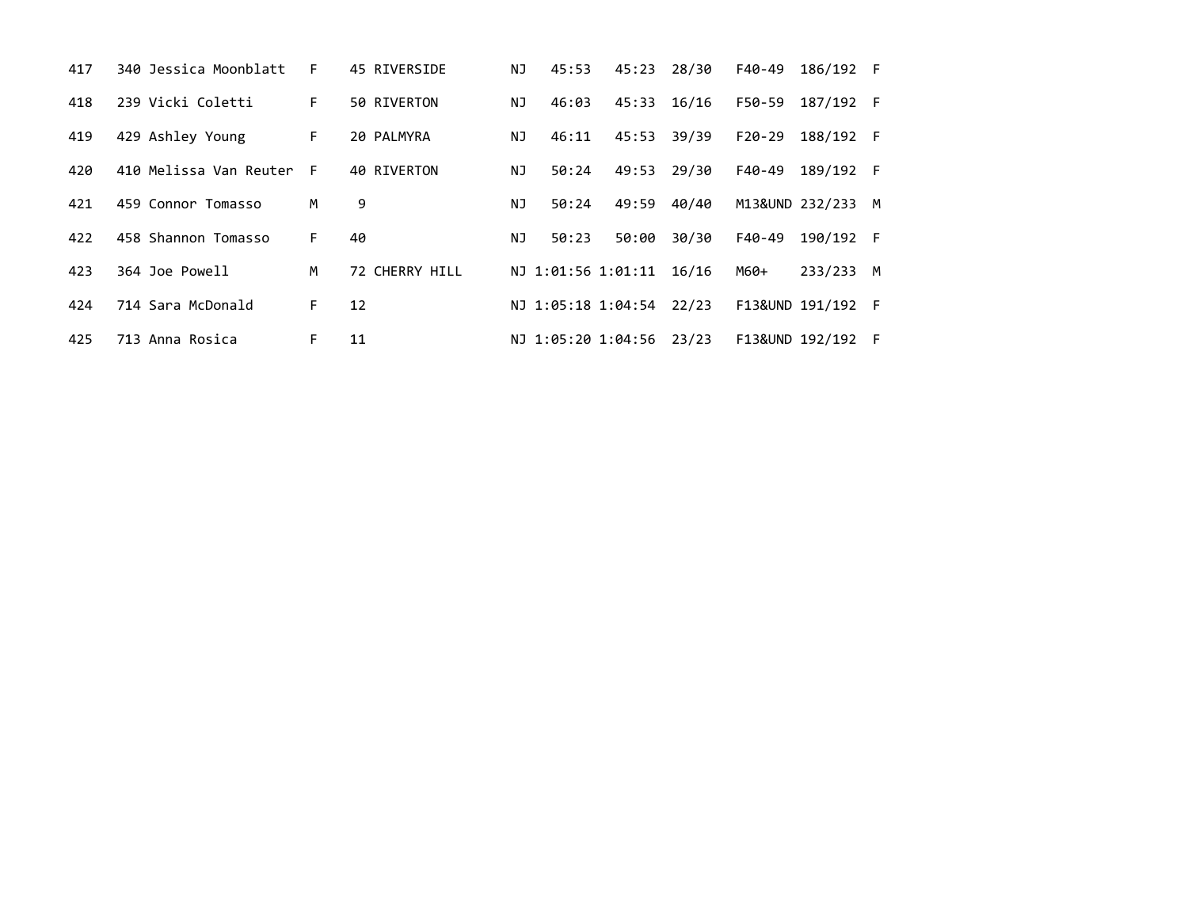| | | | | | | | | | | | | |
|---|---|---|---|---|---|---|---|---|---|---|---|---|
| 417 | 340 | Jessica Moonblatt | F | 45 | RIVERSIDE | NJ | 45:53 | 45:23 | 28/30 | F40-49 | 186/192 | F |
| 418 | 239 | Vicki Coletti | F | 50 | RIVERTON | NJ | 46:03 | 45:33 | 16/16 | F50-59 | 187/192 | F |
| 419 | 429 | Ashley Young | F | 20 | PALMYRA | NJ | 46:11 | 45:53 | 39/39 | F20-29 | 188/192 | F |
| 420 | 410 | Melissa Van Reuter | F | 40 | RIVERTON | NJ | 50:24 | 49:53 | 29/30 | F40-49 | 189/192 | F |
| 421 | 459 | Connor Tomasso | M | 9 | | NJ | 50:24 | 49:59 | 40/40 | M13&UND | 232/233 | M |
| 422 | 458 | Shannon Tomasso | F | 40 | | NJ | 50:23 | 50:00 | 30/30 | F40-49 | 190/192 | F |
| 423 | 364 | Joe Powell | M | 72 | CHERRY HILL | NJ | 1:01:56 | 1:01:11 | 16/16 | M60+ | 233/233 | M |
| 424 | 714 | Sara McDonald | F | 12 | | NJ | 1:05:18 | 1:04:54 | 22/23 | F13&UND | 191/192 | F |
| 425 | 713 | Anna Rosica | F | 11 | | NJ | 1:05:20 | 1:04:56 | 23/23 | F13&UND | 192/192 | F |